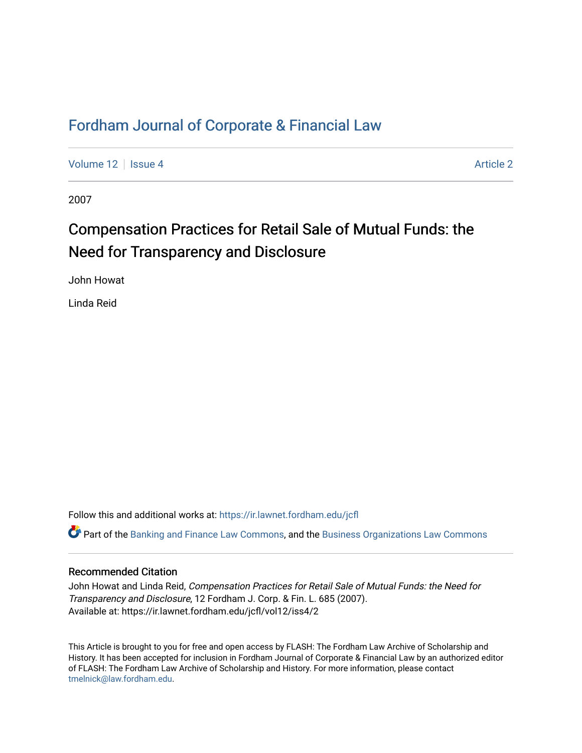# Fordham Journal of Corporate & Financial Law

Volume 12 | Issue 4 Article 2

2007

## Compensation Practices for Retail Sale of Mutual Funds: the Need for Transparency and Disclosure

John Howat

Linda Reid

Follow this and additional works at: https://ir.lawnet.fordham.edu/jcfl

Part of the Banking and Finance Law Commons, and the Business Organizations Law Commons

### Recommended Citation

John Howat and Linda Reid, *Compensation Practices for Retail Sale of Mutual Funds: the Need for Transparency and Disclosure*, 12 Fordham J. Corp. & Fin. L. 685 (2007).
Available at: https://ir.lawnet.fordham.edu/jcfl/vol12/iss4/2

This Article is brought to you for free and open access by FLASH: The Fordham Law Archive of Scholarship and History. It has been accepted for inclusion in Fordham Journal of Corporate & Financial Law by an authorized editor of FLASH: The Fordham Law Archive of Scholarship and History. For more information, please contact tmelnick@law.fordham.edu.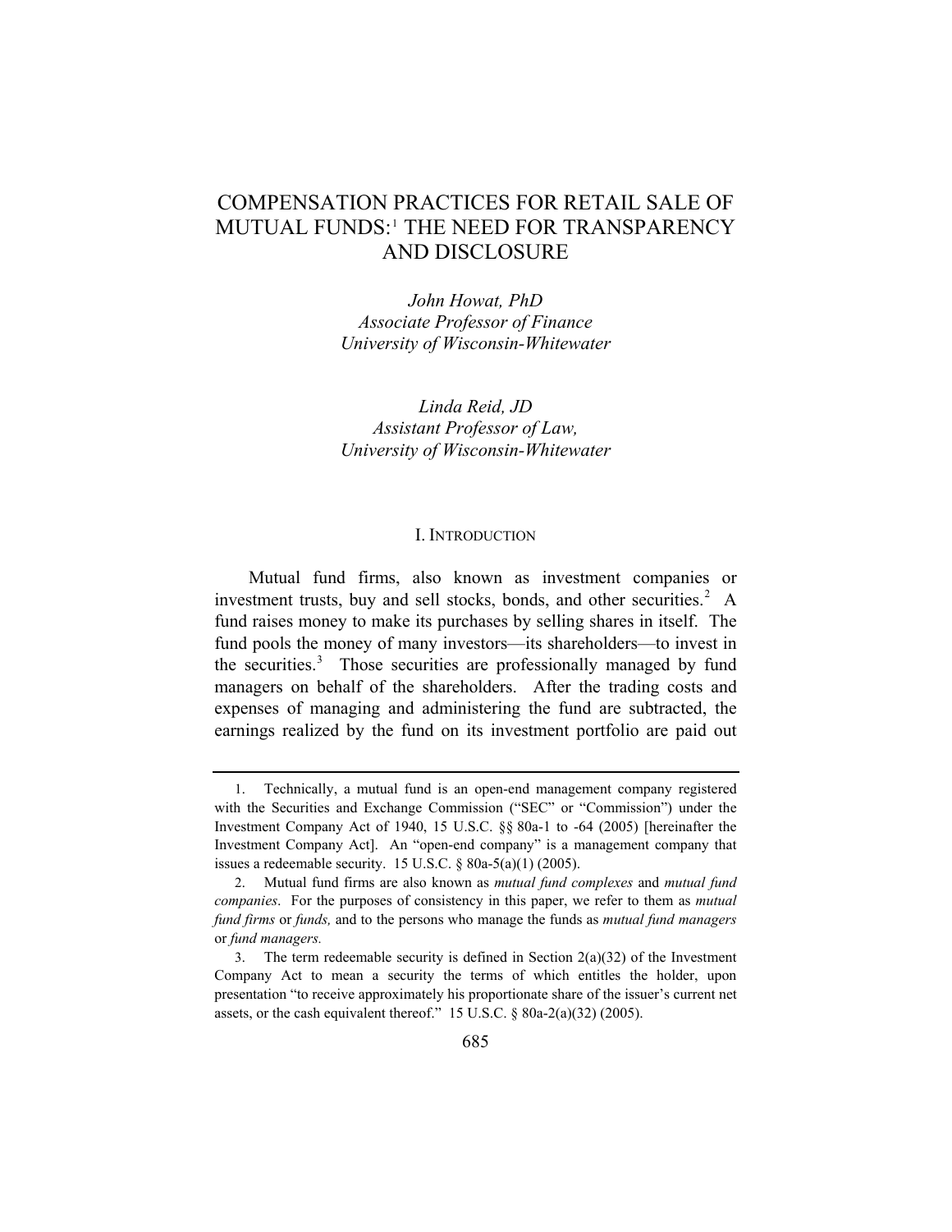# COMPENSATION PRACTICES FOR RETAIL SALE OF MUTUAL FUNDS:[1] THE NEED FOR TRANSPARENCY AND DISCLOSURE

*John Howat, PhD*
*Associate Professor of Finance*
*University of Wisconsin-Whitewater*

*Linda Reid, JD*
*Assistant Professor of Law,*
*University of Wisconsin-Whitewater*

## I. INTRODUCTION

Mutual fund firms, also known as investment companies or investment trusts, buy and sell stocks, bonds, and other securities.[2] A fund raises money to make its purchases by selling shares in itself. The fund pools the money of many investors—its shareholders—to invest in the securities.[3] Those securities are professionally managed by fund managers on behalf of the shareholders. After the trading costs and expenses of managing and administering the fund are subtracted, the earnings realized by the fund on its investment portfolio are paid out

---

1. Technically, a mutual fund is an open-end management company registered with the Securities and Exchange Commission ("SEC" or "Commission") under the Investment Company Act of 1940, 15 U.S.C. §§ 80a-1 to -64 (2005) [hereinafter the Investment Company Act]. An "open-end company" is a management company that issues a redeemable security. 15 U.S.C. § 80a-5(a)(1) (2005).

2. Mutual fund firms are also known as *mutual fund complexes* and *mutual fund companies*. For the purposes of consistency in this paper, we refer to them as *mutual fund firms* or *funds,* and to the persons who manage the funds as *mutual fund managers* or *fund managers.*

3. The term redeemable security is defined in Section 2(a)(32) of the Investment Company Act to mean a security the terms of which entitles the holder, upon presentation "to receive approximately his proportionate share of the issuer's current net assets, or the cash equivalent thereof." 15 U.S.C. § 80a-2(a)(32) (2005).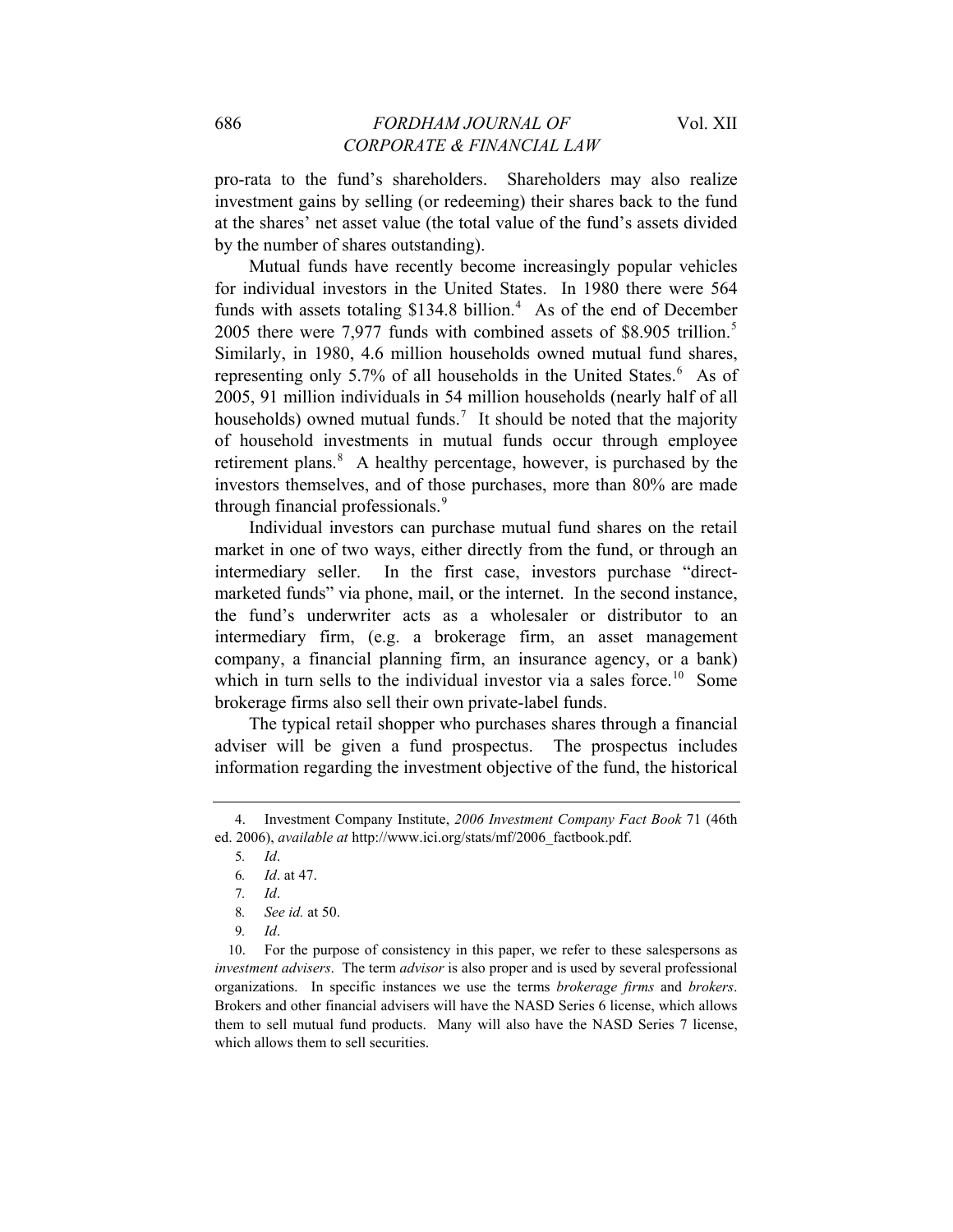pro-rata to the fund's shareholders. Shareholders may also realize investment gains by selling (or redeeming) their shares back to the fund at the shares' net asset value (the total value of the fund's assets divided by the number of shares outstanding).

Mutual funds have recently become increasingly popular vehicles for individual investors in the United States. In 1980 there were 564 funds with assets totaling $134.8 billion.[4] As of the end of December 2005 there were 7,977 funds with combined assets of $8.905 trillion.[5] Similarly, in 1980, 4.6 million households owned mutual fund shares, representing only 5.7% of all households in the United States.[6] As of 2005, 91 million individuals in 54 million households (nearly half of all households) owned mutual funds.[7] It should be noted that the majority of household investments in mutual funds occur through employee retirement plans.[8] A healthy percentage, however, is purchased by the investors themselves, and of those purchases, more than 80% are made through financial professionals.[9]

Individual investors can purchase mutual fund shares on the retail market in one of two ways, either directly from the fund, or through an intermediary seller. In the first case, investors purchase "direct-marketed funds" via phone, mail, or the internet. In the second instance, the fund's underwriter acts as a wholesaler or distributor to an intermediary firm, (e.g. a brokerage firm, an asset management company, a financial planning firm, an insurance agency, or a bank) which in turn sells to the individual investor via a sales force.[10] Some brokerage firms also sell their own private-label funds.

The typical retail shopper who purchases shares through a financial adviser will be given a fund prospectus. The prospectus includes information regarding the investment objective of the fund, the historical

---

4. Investment Company Institute, *2006 Investment Company Fact Book* 71 (46th ed. 2006), *available at* http://www.ici.org/stats/mf/2006_factbook.pdf.

5. *Id*.

6. *Id*. at 47.

7. *Id*.

8. *See id.* at 50.

9. *Id*.

10. For the purpose of consistency in this paper, we refer to these salespersons as *investment advisers*. The term *advisor* is also proper and is used by several professional organizations. In specific instances we use the terms *brokerage firms* and *brokers*. Brokers and other financial advisers will have the NASD Series 6 license, which allows them to sell mutual fund products. Many will also have the NASD Series 7 license, which allows them to sell securities.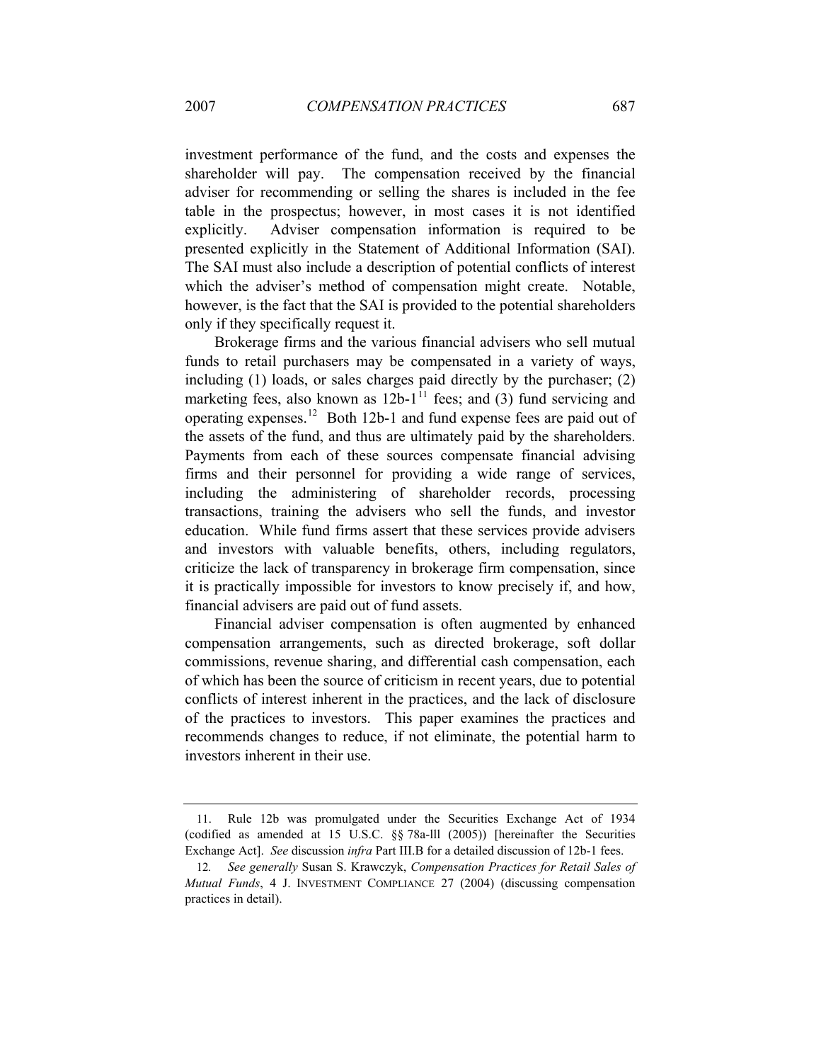investment performance of the fund, and the costs and expenses the shareholder will pay. The compensation received by the financial adviser for recommending or selling the shares is included in the fee table in the prospectus; however, in most cases it is not identified explicitly. Adviser compensation information is required to be presented explicitly in the Statement of Additional Information (SAI). The SAI must also include a description of potential conflicts of interest which the adviser's method of compensation might create. Notable, however, is the fact that the SAI is provided to the potential shareholders only if they specifically request it.

Brokerage firms and the various financial advisers who sell mutual funds to retail purchasers may be compensated in a variety of ways, including (1) loads, or sales charges paid directly by the purchaser; (2) marketing fees, also known as 12b-1[11] fees; and (3) fund servicing and operating expenses.[12] Both 12b-1 and fund expense fees are paid out of the assets of the fund, and thus are ultimately paid by the shareholders. Payments from each of these sources compensate financial advising firms and their personnel for providing a wide range of services, including the administering of shareholder records, processing transactions, training the advisers who sell the funds, and investor education. While fund firms assert that these services provide advisers and investors with valuable benefits, others, including regulators, criticize the lack of transparency in brokerage firm compensation, since it is practically impossible for investors to know precisely if, and how, financial advisers are paid out of fund assets.

Financial adviser compensation is often augmented by enhanced compensation arrangements, such as directed brokerage, soft dollar commissions, revenue sharing, and differential cash compensation, each of which has been the source of criticism in recent years, due to potential conflicts of interest inherent in the practices, and the lack of disclosure of the practices to investors. This paper examines the practices and recommends changes to reduce, if not eliminate, the potential harm to investors inherent in their use.

---

11. Rule 12b was promulgated under the Securities Exchange Act of 1934 (codified as amended at 15 U.S.C. §§ 78a-lll (2005)) [hereinafter the Securities Exchange Act]. *See* discussion *infra* Part III.B for a detailed discussion of 12b-1 fees.

12. *See generally* Susan S. Krawczyk, *Compensation Practices for Retail Sales of Mutual Funds*, 4 J. INVESTMENT COMPLIANCE 27 (2004) (discussing compensation practices in detail).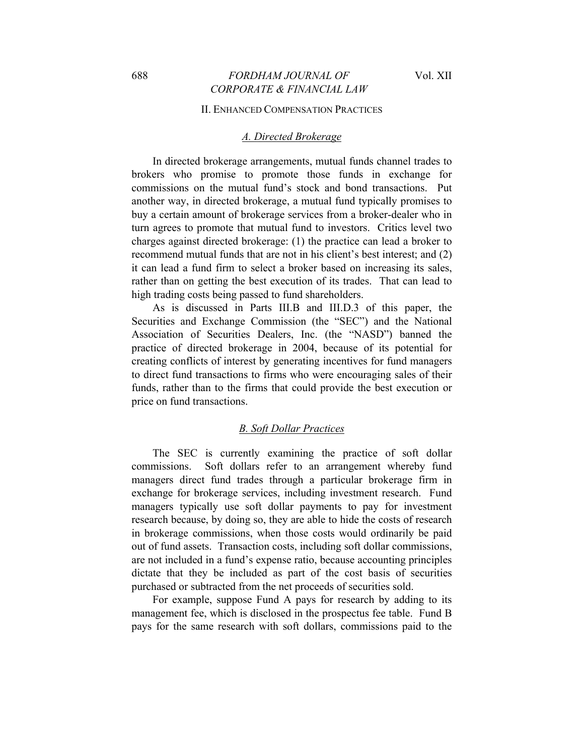## II. Enhanced Compensation Practices

### *A. Directed Brokerage*

In directed brokerage arrangements, mutual funds channel trades to brokers who promise to promote those funds in exchange for commissions on the mutual fund's stock and bond transactions. Put another way, in directed brokerage, a mutual fund typically promises to buy a certain amount of brokerage services from a broker-dealer who in turn agrees to promote that mutual fund to investors. Critics level two charges against directed brokerage: (1) the practice can lead a broker to recommend mutual funds that are not in his client's best interest; and (2) it can lead a fund firm to select a broker based on increasing its sales, rather than on getting the best execution of its trades. That can lead to high trading costs being passed to fund shareholders.

As is discussed in Parts III.B and III.D.3 of this paper, the Securities and Exchange Commission (the "SEC") and the National Association of Securities Dealers, Inc. (the "NASD") banned the practice of directed brokerage in 2004, because of its potential for creating conflicts of interest by generating incentives for fund managers to direct fund transactions to firms who were encouraging sales of their funds, rather than to the firms that could provide the best execution or price on fund transactions.

### *B. Soft Dollar Practices*

The SEC is currently examining the practice of soft dollar commissions. Soft dollars refer to an arrangement whereby fund managers direct fund trades through a particular brokerage firm in exchange for brokerage services, including investment research. Fund managers typically use soft dollar payments to pay for investment research because, by doing so, they are able to hide the costs of research in brokerage commissions, when those costs would ordinarily be paid out of fund assets. Transaction costs, including soft dollar commissions, are not included in a fund's expense ratio, because accounting principles dictate that they be included as part of the cost basis of securities purchased or subtracted from the net proceeds of securities sold.

For example, suppose Fund A pays for research by adding to its management fee, which is disclosed in the prospectus fee table. Fund B pays for the same research with soft dollars, commissions paid to the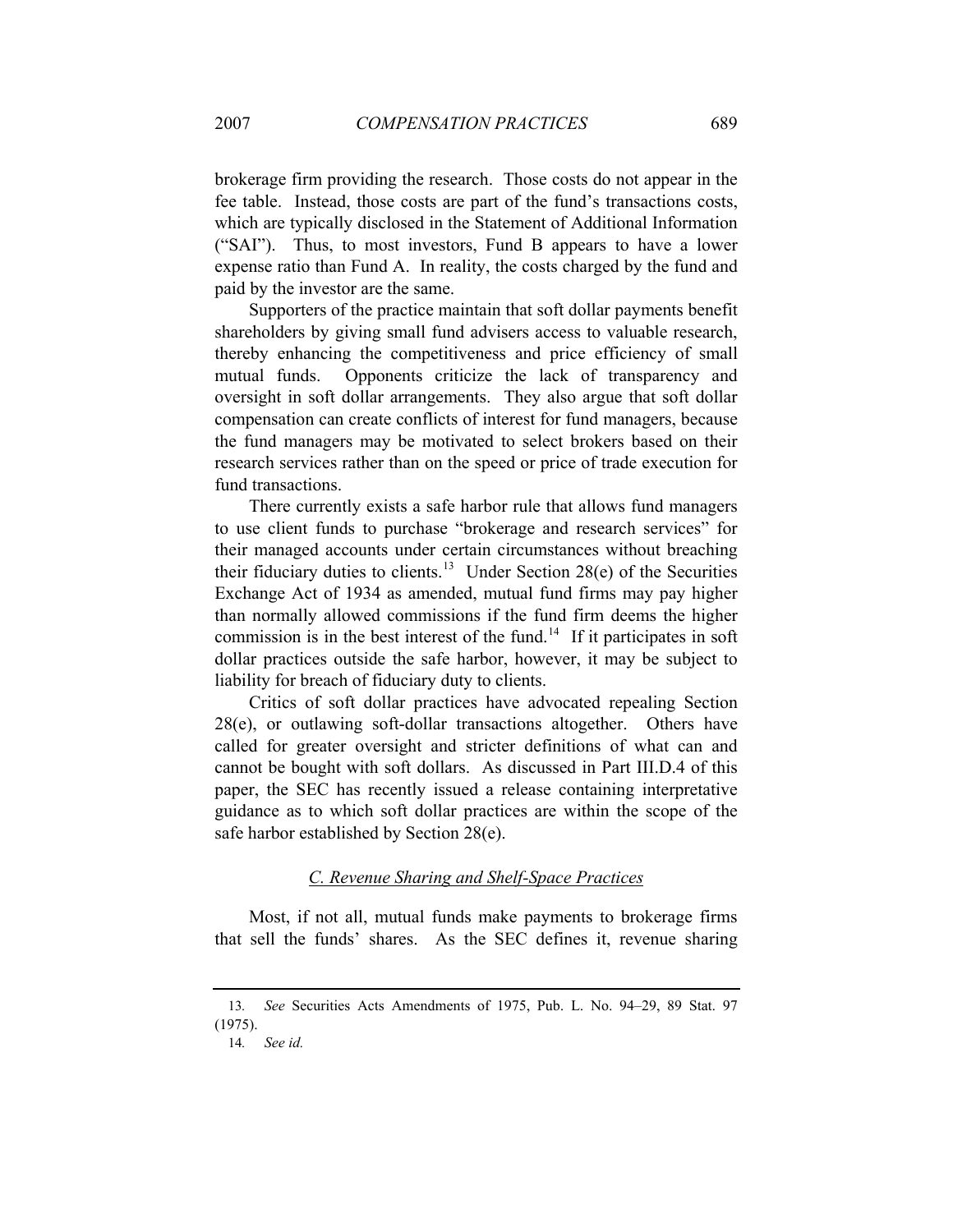brokerage firm providing the research. Those costs do not appear in the fee table. Instead, those costs are part of the fund's transactions costs, which are typically disclosed in the Statement of Additional Information ("SAI"). Thus, to most investors, Fund B appears to have a lower expense ratio than Fund A. In reality, the costs charged by the fund and paid by the investor are the same.

Supporters of the practice maintain that soft dollar payments benefit shareholders by giving small fund advisers access to valuable research, thereby enhancing the competitiveness and price efficiency of small mutual funds. Opponents criticize the lack of transparency and oversight in soft dollar arrangements. They also argue that soft dollar compensation can create conflicts of interest for fund managers, because the fund managers may be motivated to select brokers based on their research services rather than on the speed or price of trade execution for fund transactions.

There currently exists a safe harbor rule that allows fund managers to use client funds to purchase "brokerage and research services" for their managed accounts under certain circumstances without breaching their fiduciary duties to clients.[13] Under Section 28(e) of the Securities Exchange Act of 1934 as amended, mutual fund firms may pay higher than normally allowed commissions if the fund firm deems the higher commission is in the best interest of the fund.[14] If it participates in soft dollar practices outside the safe harbor, however, it may be subject to liability for breach of fiduciary duty to clients.

Critics of soft dollar practices have advocated repealing Section 28(e), or outlawing soft-dollar transactions altogether. Others have called for greater oversight and stricter definitions of what can and cannot be bought with soft dollars. As discussed in Part III.D.4 of this paper, the SEC has recently issued a release containing interpretative guidance as to which soft dollar practices are within the scope of the safe harbor established by Section 28(e).

### *C. Revenue Sharing and Shelf-Space Practices*

Most, if not all, mutual funds make payments to brokerage firms that sell the funds' shares. As the SEC defines it, revenue sharing

---

13. *See* Securities Acts Amendments of 1975, Pub. L. No. 94–29, 89 Stat. 97 (1975).

14. *See id.*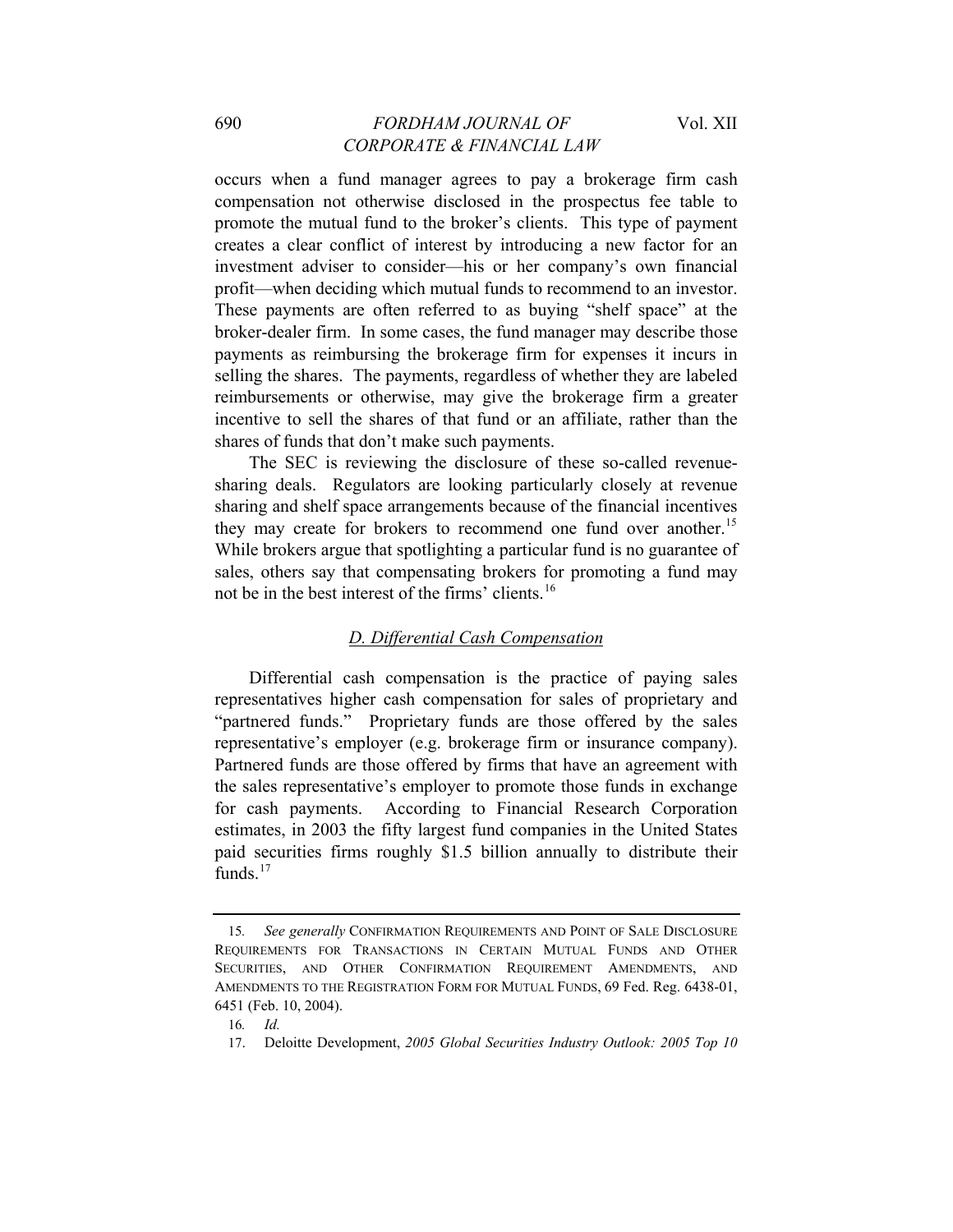occurs when a fund manager agrees to pay a brokerage firm cash compensation not otherwise disclosed in the prospectus fee table to promote the mutual fund to the broker's clients. This type of payment creates a clear conflict of interest by introducing a new factor for an investment adviser to consider—his or her company's own financial profit—when deciding which mutual funds to recommend to an investor. These payments are often referred to as buying "shelf space" at the broker-dealer firm. In some cases, the fund manager may describe those payments as reimbursing the brokerage firm for expenses it incurs in selling the shares. The payments, regardless of whether they are labeled reimbursements or otherwise, may give the brokerage firm a greater incentive to sell the shares of that fund or an affiliate, rather than the shares of funds that don't make such payments.

The SEC is reviewing the disclosure of these so-called revenue-sharing deals. Regulators are looking particularly closely at revenue sharing and shelf space arrangements because of the financial incentives they may create for brokers to recommend one fund over another.[15] While brokers argue that spotlighting a particular fund is no guarantee of sales, others say that compensating brokers for promoting a fund may not be in the best interest of the firms' clients.[16]

### *D. Differential Cash Compensation*

Differential cash compensation is the practice of paying sales representatives higher cash compensation for sales of proprietary and "partnered funds." Proprietary funds are those offered by the sales representative's employer (e.g. brokerage firm or insurance company). Partnered funds are those offered by firms that have an agreement with the sales representative's employer to promote those funds in exchange for cash payments. According to Financial Research Corporation estimates, in 2003 the fifty largest fund companies in the United States paid securities firms roughly $1.5 billion annually to distribute their funds.[17]

---

15. *See generally* CONFIRMATION REQUIREMENTS AND POINT OF SALE DISCLOSURE REQUIREMENTS FOR TRANSACTIONS IN CERTAIN MUTUAL FUNDS AND OTHER SECURITIES, AND OTHER CONFIRMATION REQUIREMENT AMENDMENTS, AND AMENDMENTS TO THE REGISTRATION FORM FOR MUTUAL FUNDS, 69 Fed. Reg. 6438-01, 6451 (Feb. 10, 2004).

16. *Id.*

17. Deloitte Development, *2005 Global Securities Industry Outlook: 2005 Top 10*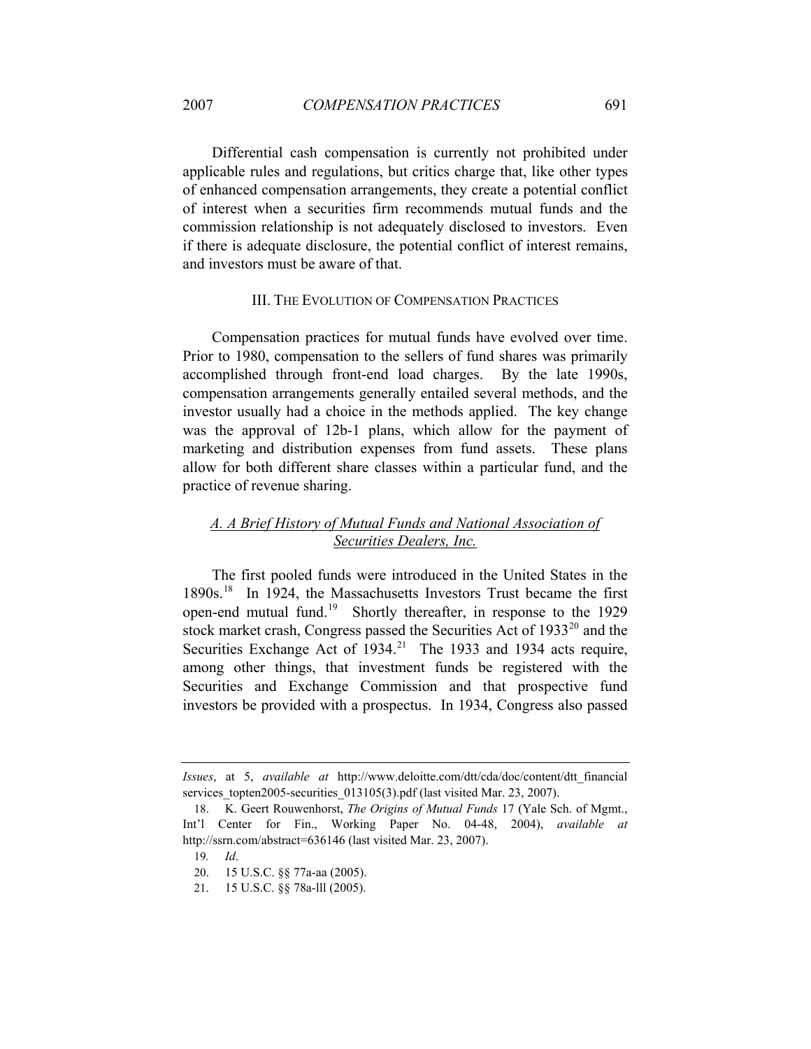Differential cash compensation is currently not prohibited under applicable rules and regulations, but critics charge that, like other types of enhanced compensation arrangements, they create a potential conflict of interest when a securities firm recommends mutual funds and the commission relationship is not adequately disclosed to investors. Even if there is adequate disclosure, the potential conflict of interest remains, and investors must be aware of that.

## III. THE EVOLUTION OF COMPENSATION PRACTICES

Compensation practices for mutual funds have evolved over time. Prior to 1980, compensation to the sellers of fund shares was primarily accomplished through front-end load charges. By the late 1990s, compensation arrangements generally entailed several methods, and the investor usually had a choice in the methods applied. The key change was the approval of 12b-1 plans, which allow for the payment of marketing and distribution expenses from fund assets. These plans allow for both different share classes within a particular fund, and the practice of revenue sharing.

### *A. A Brief History of Mutual Funds and National Association of Securities Dealers, Inc.*

The first pooled funds were introduced in the United States in the 1890s.[18] In 1924, the Massachusetts Investors Trust became the first open-end mutual fund.[19] Shortly thereafter, in response to the 1929 stock market crash, Congress passed the Securities Act of 1933[20] and the Securities Exchange Act of 1934.[21] The 1933 and 1934 acts require, among other things, that investment funds be registered with the Securities and Exchange Commission and that prospective fund investors be provided with a prospectus. In 1934, Congress also passed

---

*Issues*, at 5, *available at* http://www.deloitte.com/dtt/cda/doc/content/dtt_financial services_topten2005-securities_013105(3).pdf (last visited Mar. 23, 2007).

18. K. Geert Rouwenhorst, *The Origins of Mutual Funds* 17 (Yale Sch. of Mgmt., Int'l Center for Fin., Working Paper No. 04-48, 2004), *available at* http://ssrn.com/abstract=636146 (last visited Mar. 23, 2007).

19. *Id*.

20. 15 U.S.C. §§ 77a-aa (2005).

21. 15 U.S.C. §§ 78a-lll (2005).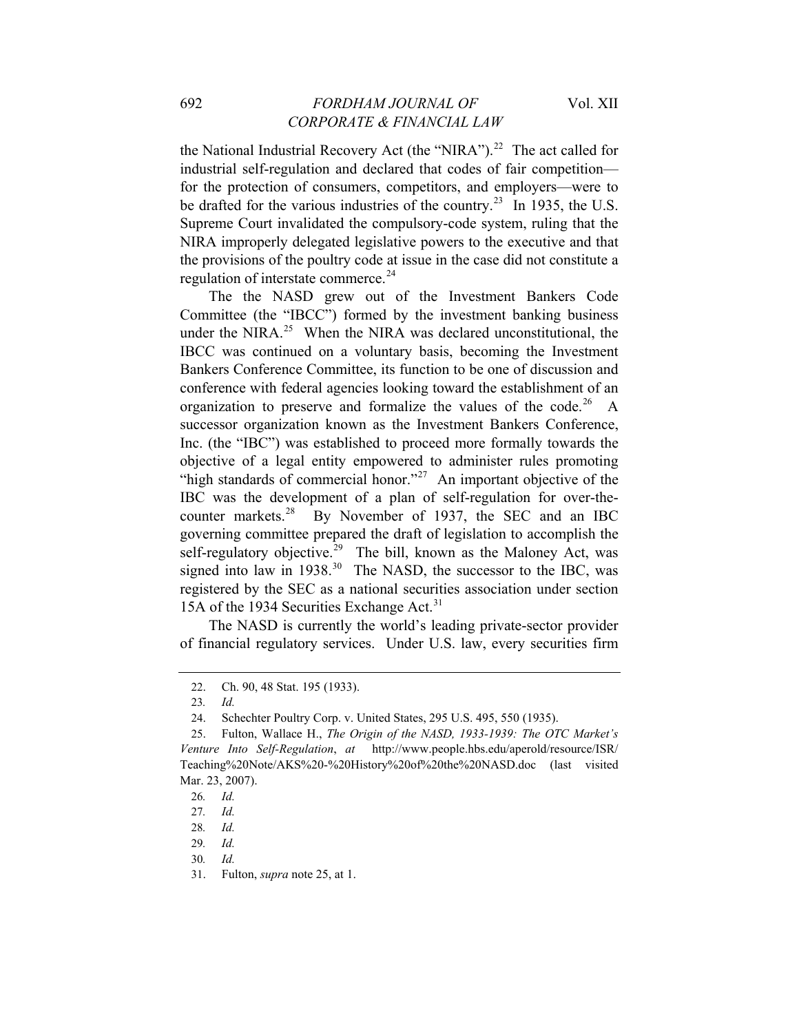the National Industrial Recovery Act (the "NIRA").[22] The act called for industrial self-regulation and declared that codes of fair competition—for the protection of consumers, competitors, and employers—were to be drafted for the various industries of the country.[23] In 1935, the U.S. Supreme Court invalidated the compulsory-code system, ruling that the NIRA improperly delegated legislative powers to the executive and that the provisions of the poultry code at issue in the case did not constitute a regulation of interstate commerce.[24]

The the NASD grew out of the Investment Bankers Code Committee (the "IBCC") formed by the investment banking business under the NIRA.[25] When the NIRA was declared unconstitutional, the IBCC was continued on a voluntary basis, becoming the Investment Bankers Conference Committee, its function to be one of discussion and conference with federal agencies looking toward the establishment of an organization to preserve and formalize the values of the code.[26] A successor organization known as the Investment Bankers Conference, Inc. (the "IBC") was established to proceed more formally towards the objective of a legal entity empowered to administer rules promoting "high standards of commercial honor."[27] An important objective of the IBC was the development of a plan of self-regulation for over-the-counter markets.[28] By November of 1937, the SEC and an IBC governing committee prepared the draft of legislation to accomplish the self-regulatory objective.[29] The bill, known as the Maloney Act, was signed into law in 1938.[30] The NASD, the successor to the IBC, was registered by the SEC as a national securities association under section 15A of the 1934 Securities Exchange Act.[31]

The NASD is currently the world's leading private-sector provider of financial regulatory services. Under U.S. law, every securities firm

---

22. Ch. 90, 48 Stat. 195 (1933).

23. *Id.*

24. Schechter Poultry Corp. v. United States, 295 U.S. 495, 550 (1935).

25. Fulton, Wallace H., *The Origin of the NASD, 1933-1939: The OTC Market's Venture Into Self-Regulation*, *at* http://www.people.hbs.edu/aperold/resource/ISR/Teaching%20Note/AKS%20-%20History%20of%20the%20NASD.doc (last visited Mar. 23, 2007).

26. *Id.*

27. *Id.*

28. *Id.*

29. *Id.*

30. *Id.*

31. Fulton, *supra* note 25, at 1.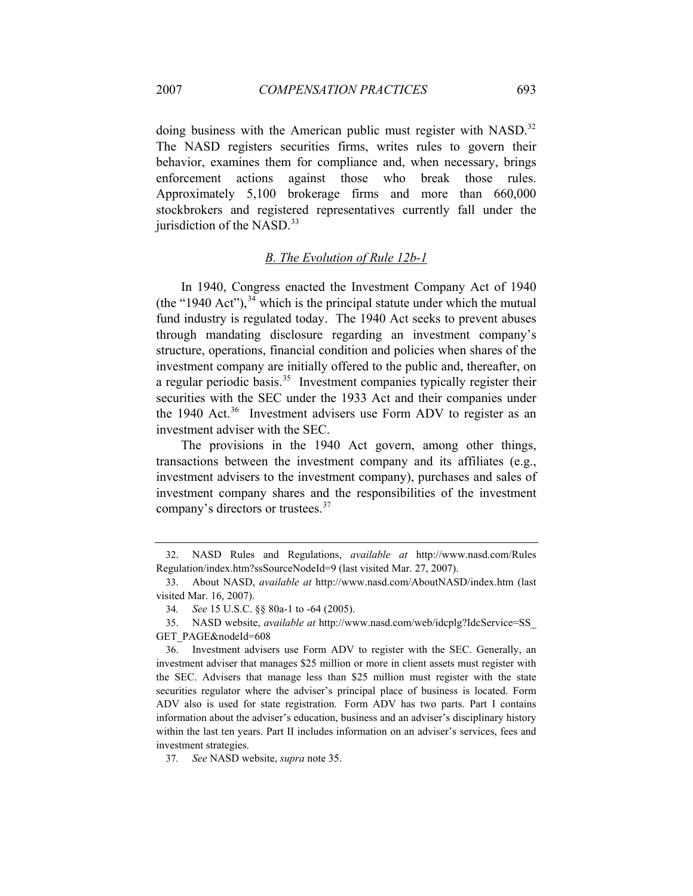doing business with the American public must register with NASD.[32] The NASD registers securities firms, writes rules to govern their behavior, examines them for compliance and, when necessary, brings enforcement actions against those who break those rules. Approximately 5,100 brokerage firms and more than 660,000 stockbrokers and registered representatives currently fall under the jurisdiction of the NASD.[33]

### *B. The Evolution of Rule 12b-1*

In 1940, Congress enacted the Investment Company Act of 1940 (the "1940 Act"),[34] which is the principal statute under which the mutual fund industry is regulated today. The 1940 Act seeks to prevent abuses through mandating disclosure regarding an investment company's structure, operations, financial condition and policies when shares of the investment company are initially offered to the public and, thereafter, on a regular periodic basis.[35] Investment companies typically register their securities with the SEC under the 1933 Act and their companies under the 1940 Act.[36] Investment advisers use Form ADV to register as an investment adviser with the SEC.

The provisions in the 1940 Act govern, among other things, transactions between the investment company and its affiliates (e.g., investment advisers to the investment company), purchases and sales of investment company shares and the responsibilities of the investment company's directors or trustees.[37]

---

32. NASD Rules and Regulations, *available at* http://www.nasd.com/RulesRegulation/index.htm?ssSourceNodeId=9 (last visited Mar. 27, 2007).

33. About NASD, *available at* http://www.nasd.com/AboutNASD/index.htm (last visited Mar. 16, 2007).

34. *See* 15 U.S.C. §§ 80a-1 to -64 (2005).

35. NASD website, *available at* http://www.nasd.com/web/idcplg?IdcService=SS_GET_PAGE&nodeId=608

36. Investment advisers use Form ADV to register with the SEC. Generally, an investment adviser that manages $25 million or more in client assets must register with the SEC. Advisers that manage less than $25 million must register with the state securities regulator where the adviser's principal place of business is located. Form ADV also is used for state registration. Form ADV has two parts. Part I contains information about the adviser's education, business and an adviser's disciplinary history within the last ten years. Part II includes information on an adviser's services, fees and investment strategies.

37. *See* NASD website, *supra* note 35.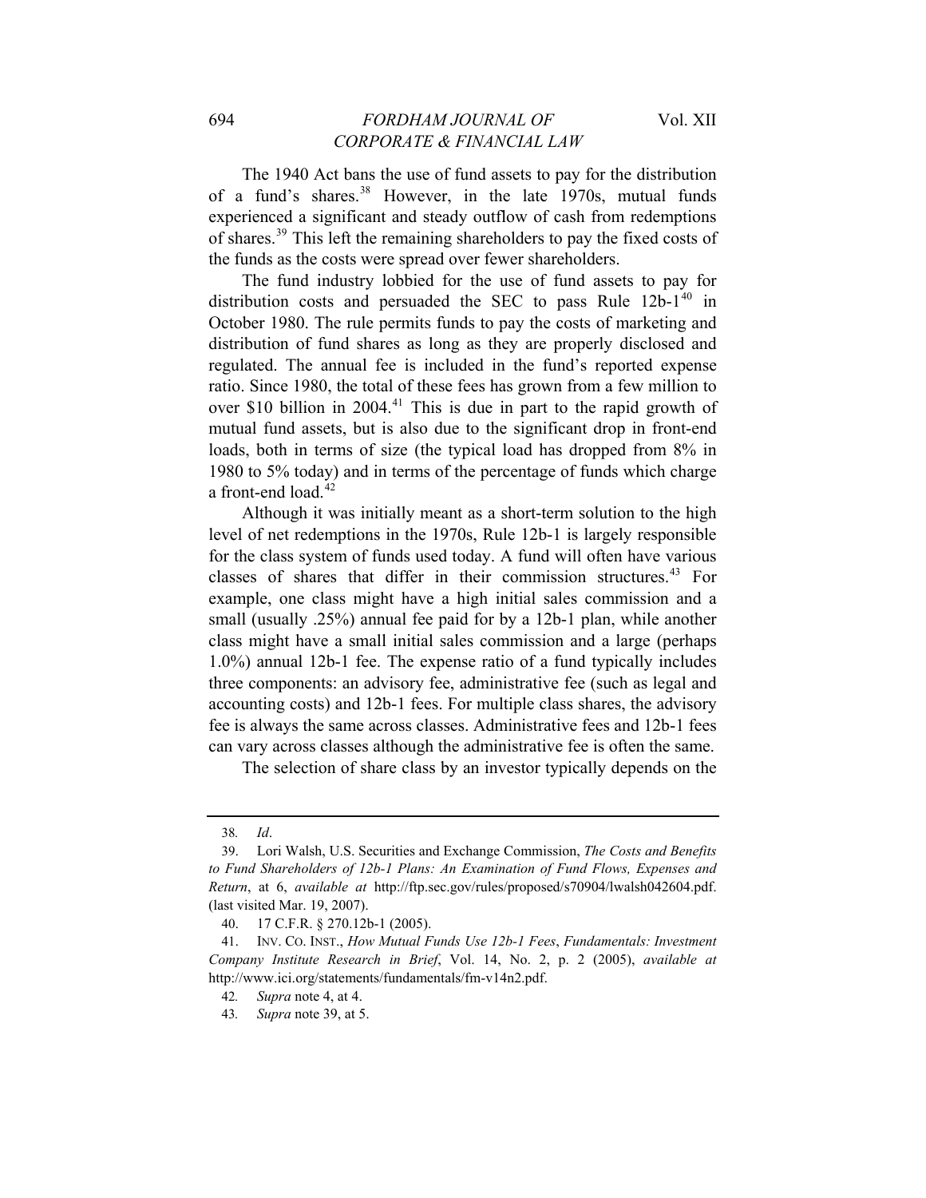The 1940 Act bans the use of fund assets to pay for the distribution of a fund's shares.[38] However, in the late 1970s, mutual funds experienced a significant and steady outflow of cash from redemptions of shares.[39] This left the remaining shareholders to pay the fixed costs of the funds as the costs were spread over fewer shareholders.

The fund industry lobbied for the use of fund assets to pay for distribution costs and persuaded the SEC to pass Rule 12b-1[40] in October 1980. The rule permits funds to pay the costs of marketing and distribution of fund shares as long as they are properly disclosed and regulated. The annual fee is included in the fund's reported expense ratio. Since 1980, the total of these fees has grown from a few million to over $10 billion in 2004.[41] This is due in part to the rapid growth of mutual fund assets, but is also due to the significant drop in front-end loads, both in terms of size (the typical load has dropped from 8% in 1980 to 5% today) and in terms of the percentage of funds which charge a front-end load.[42]

Although it was initially meant as a short-term solution to the high level of net redemptions in the 1970s, Rule 12b-1 is largely responsible for the class system of funds used today. A fund will often have various classes of shares that differ in their commission structures.[43] For example, one class might have a high initial sales commission and a small (usually .25%) annual fee paid for by a 12b-1 plan, while another class might have a small initial sales commission and a large (perhaps 1.0%) annual 12b-1 fee. The expense ratio of a fund typically includes three components: an advisory fee, administrative fee (such as legal and accounting costs) and 12b-1 fees. For multiple class shares, the advisory fee is always the same across classes. Administrative fees and 12b-1 fees can vary across classes although the administrative fee is often the same.

The selection of share class by an investor typically depends on the

---

38. *Id*.

39. Lori Walsh, U.S. Securities and Exchange Commission, *The Costs and Benefits to Fund Shareholders of 12b-1 Plans: An Examination of Fund Flows, Expenses and Return*, at 6, *available at* http://ftp.sec.gov/rules/proposed/s70904/lwalsh042604.pdf. (last visited Mar. 19, 2007).

40. 17 C.F.R. § 270.12b-1 (2005).

41. INV. CO. INST., *How Mutual Funds Use 12b-1 Fees*, *Fundamentals: Investment Company Institute Research in Brief*, Vol. 14, No. 2, p. 2 (2005), *available at* http://www.ici.org/statements/fundamentals/fm-v14n2.pdf.

42. *Supra* note 4, at 4.

43. *Supra* note 39, at 5.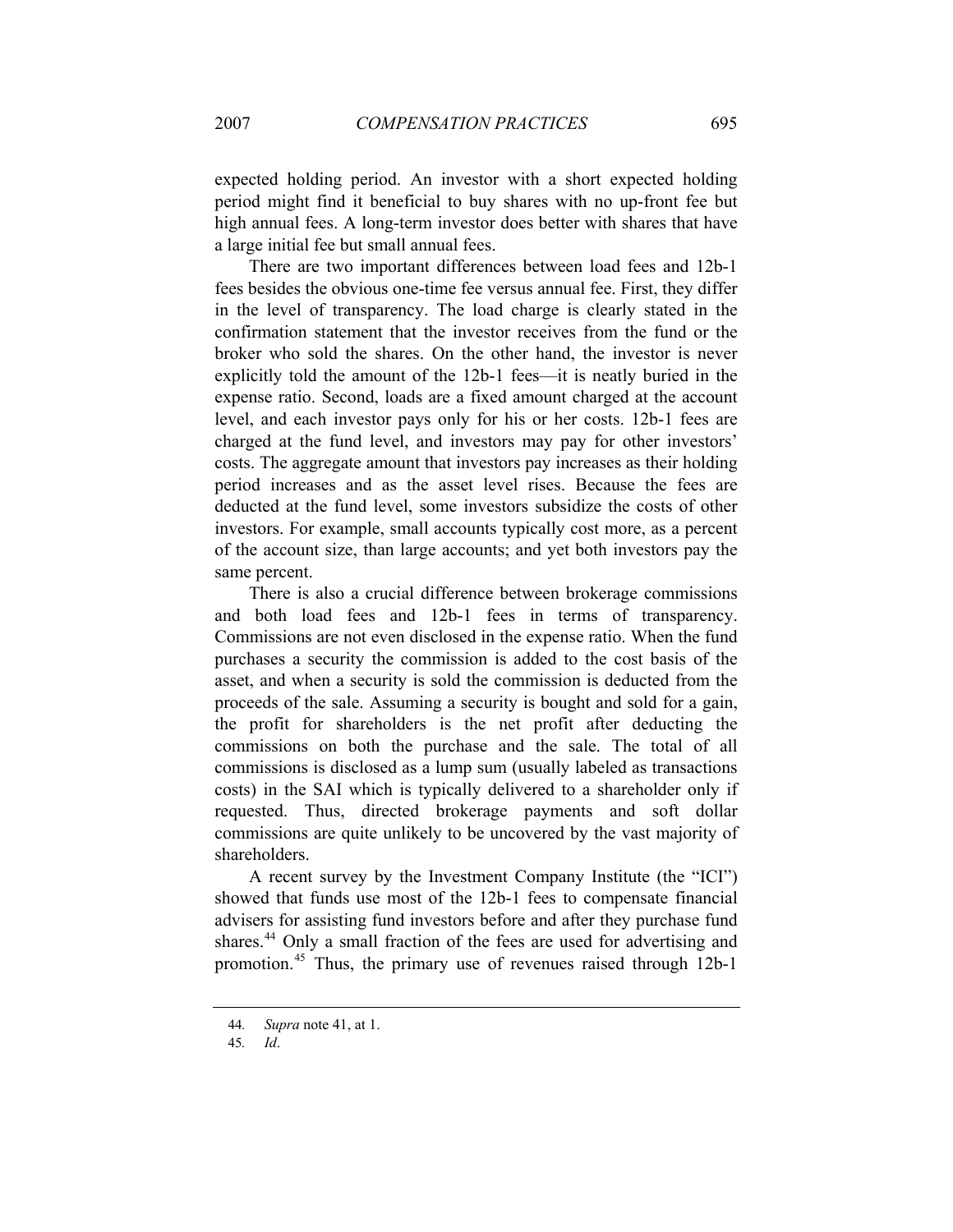expected holding period. An investor with a short expected holding period might find it beneficial to buy shares with no up-front fee but high annual fees. A long-term investor does better with shares that have a large initial fee but small annual fees.

There are two important differences between load fees and 12b-1 fees besides the obvious one-time fee versus annual fee. First, they differ in the level of transparency. The load charge is clearly stated in the confirmation statement that the investor receives from the fund or the broker who sold the shares. On the other hand, the investor is never explicitly told the amount of the 12b-1 fees—it is neatly buried in the expense ratio. Second, loads are a fixed amount charged at the account level, and each investor pays only for his or her costs. 12b-1 fees are charged at the fund level, and investors may pay for other investors' costs. The aggregate amount that investors pay increases as their holding period increases and as the asset level rises. Because the fees are deducted at the fund level, some investors subsidize the costs of other investors. For example, small accounts typically cost more, as a percent of the account size, than large accounts; and yet both investors pay the same percent.

There is also a crucial difference between brokerage commissions and both load fees and 12b-1 fees in terms of transparency. Commissions are not even disclosed in the expense ratio. When the fund purchases a security the commission is added to the cost basis of the asset, and when a security is sold the commission is deducted from the proceeds of the sale. Assuming a security is bought and sold for a gain, the profit for shareholders is the net profit after deducting the commissions on both the purchase and the sale. The total of all commissions is disclosed as a lump sum (usually labeled as transactions costs) in the SAI which is typically delivered to a shareholder only if requested. Thus, directed brokerage payments and soft dollar commissions are quite unlikely to be uncovered by the vast majority of shareholders.

A recent survey by the Investment Company Institute (the "ICI") showed that funds use most of the 12b-1 fees to compensate financial advisers for assisting fund investors before and after they purchase fund shares.[44] Only a small fraction of the fees are used for advertising and promotion.[45] Thus, the primary use of revenues raised through 12b-1

44. *Supra* note 41, at 1.

45. *Id*.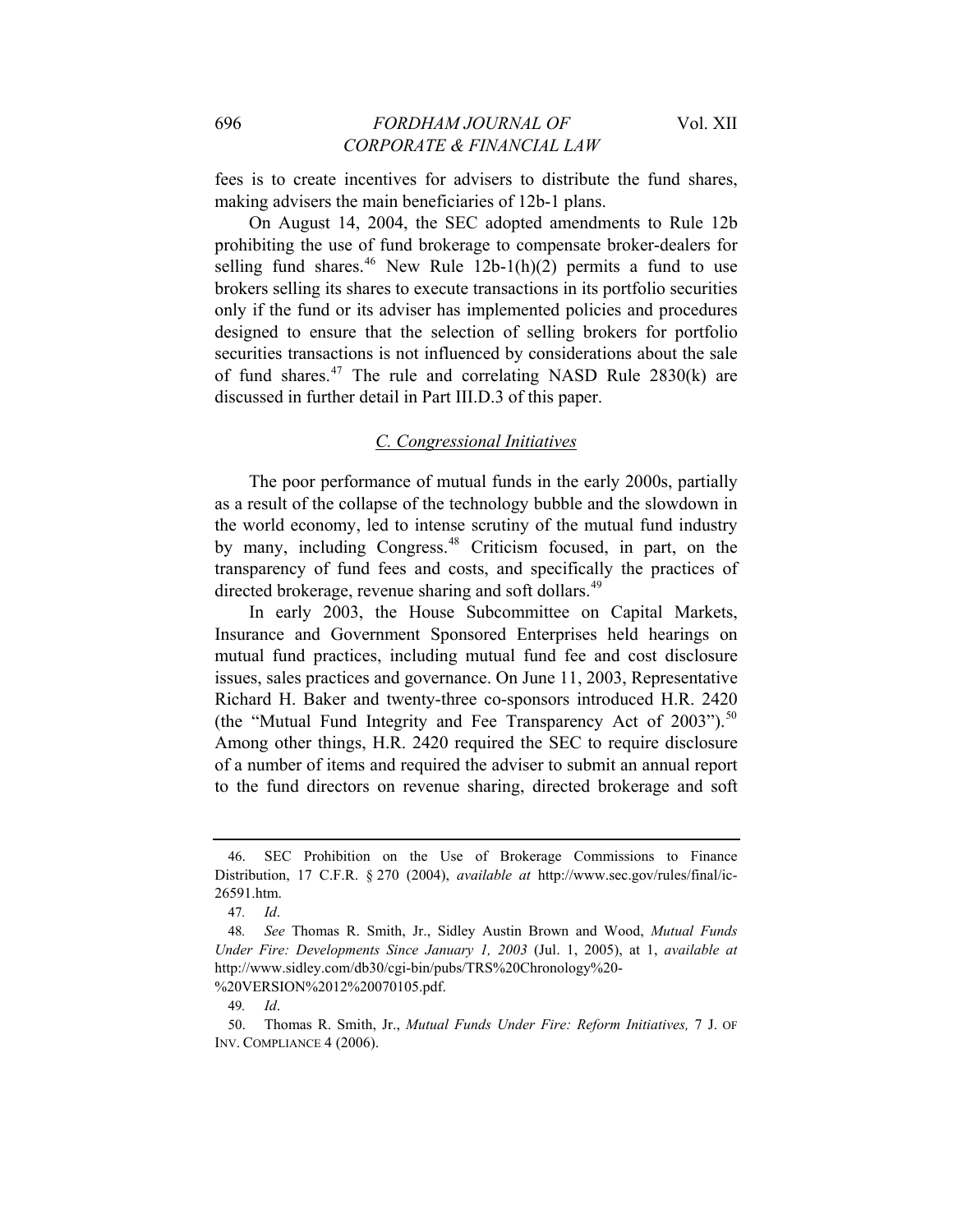fees is to create incentives for advisers to distribute the fund shares, making advisers the main beneficiaries of 12b-1 plans.

On August 14, 2004, the SEC adopted amendments to Rule 12b prohibiting the use of fund brokerage to compensate broker-dealers for selling fund shares.[46] New Rule 12b-1(h)(2) permits a fund to use brokers selling its shares to execute transactions in its portfolio securities only if the fund or its adviser has implemented policies and procedures designed to ensure that the selection of selling brokers for portfolio securities transactions is not influenced by considerations about the sale of fund shares.[47] The rule and correlating NASD Rule 2830(k) are discussed in further detail in Part III.D.3 of this paper.

### C. Congressional Initiatives

The poor performance of mutual funds in the early 2000s, partially as a result of the collapse of the technology bubble and the slowdown in the world economy, led to intense scrutiny of the mutual fund industry by many, including Congress.[48] Criticism focused, in part, on the transparency of fund fees and costs, and specifically the practices of directed brokerage, revenue sharing and soft dollars.[49]

In early 2003, the House Subcommittee on Capital Markets, Insurance and Government Sponsored Enterprises held hearings on mutual fund practices, including mutual fund fee and cost disclosure issues, sales practices and governance. On June 11, 2003, Representative Richard H. Baker and twenty-three co-sponsors introduced H.R. 2420 (the "Mutual Fund Integrity and Fee Transparency Act of 2003").[50] Among other things, H.R. 2420 required the SEC to require disclosure of a number of items and required the adviser to submit an annual report to the fund directors on revenue sharing, directed brokerage and soft

---

46. SEC Prohibition on the Use of Brokerage Commissions to Finance Distribution, 17 C.F.R. § 270 (2004), *available at* http://www.sec.gov/rules/final/ic-26591.htm.

47. *Id*.

48. *See* Thomas R. Smith, Jr., Sidley Austin Brown and Wood, *Mutual Funds Under Fire: Developments Since January 1, 2003* (Jul. 1, 2005), at 1, *available at* http://www.sidley.com/db30/cgi-bin/pubs/TRS%20Chronology%20-%20VERSION%2012%20070105.pdf.

49. *Id*.

50. Thomas R. Smith, Jr., *Mutual Funds Under Fire: Reform Initiatives,* 7 J. OF INV. COMPLIANCE 4 (2006).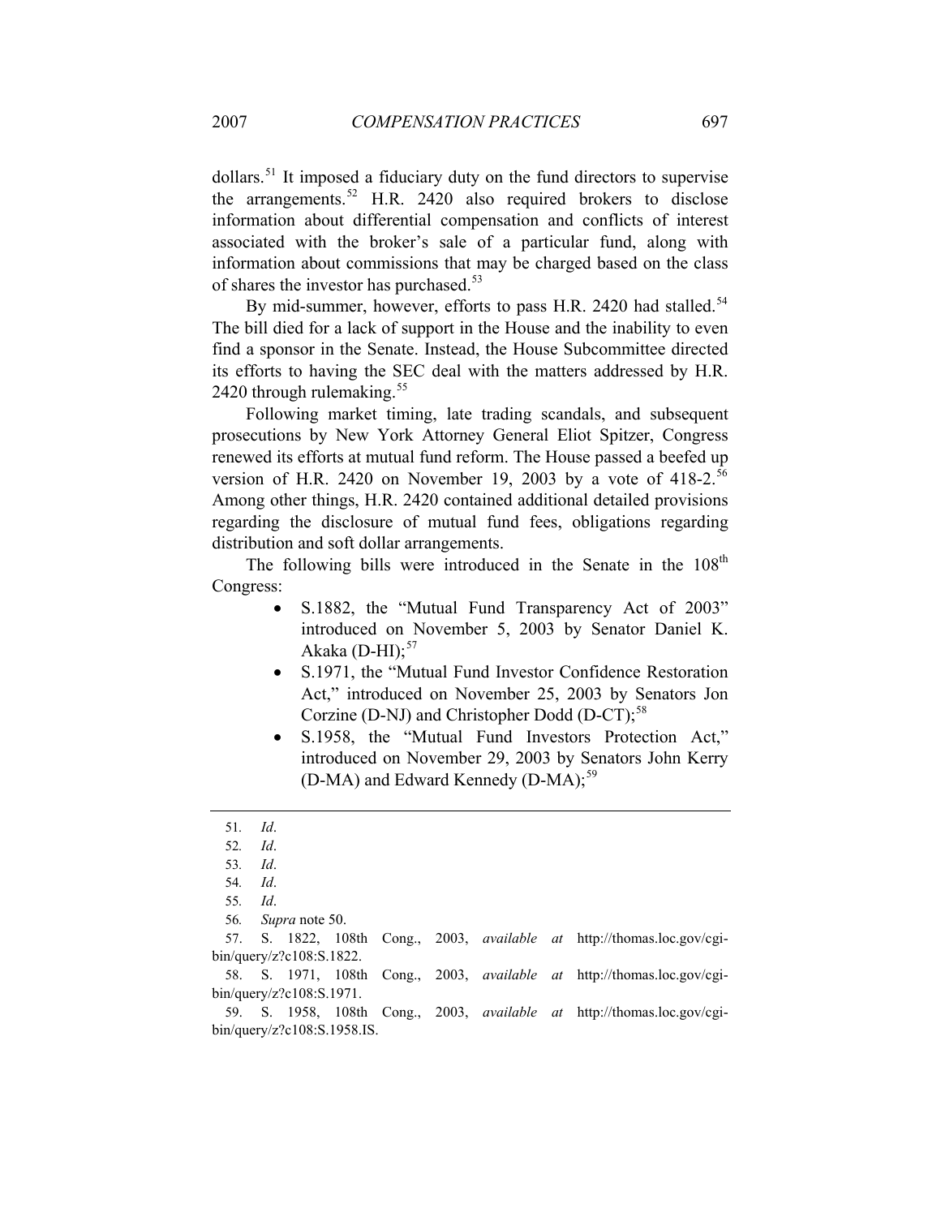dollars.[51] It imposed a fiduciary duty on the fund directors to supervise the arrangements.[52] H.R. 2420 also required brokers to disclose information about differential compensation and conflicts of interest associated with the broker's sale of a particular fund, along with information about commissions that may be charged based on the class of shares the investor has purchased.[53]

By mid-summer, however, efforts to pass H.R. 2420 had stalled.[54] The bill died for a lack of support in the House and the inability to even find a sponsor in the Senate. Instead, the House Subcommittee directed its efforts to having the SEC deal with the matters addressed by H.R. 2420 through rulemaking.[55]

Following market timing, late trading scandals, and subsequent prosecutions by New York Attorney General Eliot Spitzer, Congress renewed its efforts at mutual fund reform. The House passed a beefed up version of H.R. 2420 on November 19, 2003 by a vote of 418-2.[56] Among other things, H.R. 2420 contained additional detailed provisions regarding the disclosure of mutual fund fees, obligations regarding distribution and soft dollar arrangements.

The following bills were introduced in the Senate in the 108th Congress:

- S.1882, the "Mutual Fund Transparency Act of 2003" introduced on November 5, 2003 by Senator Daniel K. Akaka (D-HI);[57]
- S.1971, the "Mutual Fund Investor Confidence Restoration Act," introduced on November 25, 2003 by Senators Jon Corzine (D-NJ) and Christopher Dodd (D-CT);[58]
- S.1958, the "Mutual Fund Investors Protection Act," introduced on November 29, 2003 by Senators John Kerry (D-MA) and Edward Kennedy (D-MA);[59]

---

51. *Id*.
52. *Id*.
53. *Id*.
54. *Id*.
55. *Id*.
56. *Supra* note 50.
57. S. 1822, 108th Cong., 2003, *available at* http://thomas.loc.gov/cgi-bin/query/z?c108:S.1822.
58. S. 1971, 108th Cong., 2003, *available at* http://thomas.loc.gov/cgi-bin/query/z?c108:S.1971.
59. S. 1958, 108th Cong., 2003, *available at* http://thomas.loc.gov/cgi-bin/query/z?c108:S.1958.IS.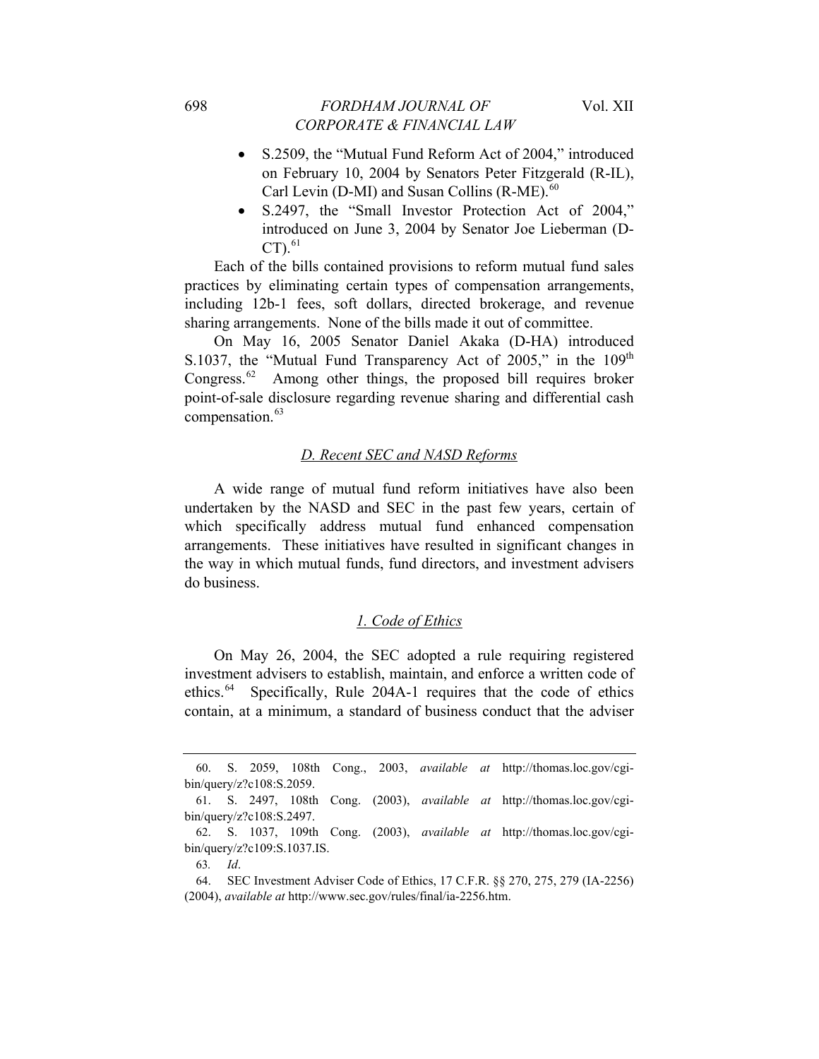- S.2509, the "Mutual Fund Reform Act of 2004," introduced on February 10, 2004 by Senators Peter Fitzgerald (R-IL), Carl Levin (D-MI) and Susan Collins (R-ME).[60]
- S.2497, the "Small Investor Protection Act of 2004," introduced on June 3, 2004 by Senator Joe Lieberman (D-CT).[61]

Each of the bills contained provisions to reform mutual fund sales practices by eliminating certain types of compensation arrangements, including 12b-1 fees, soft dollars, directed brokerage, and revenue sharing arrangements. None of the bills made it out of committee.

On May 16, 2005 Senator Daniel Akaka (D-HA) introduced S.1037, the "Mutual Fund Transparency Act of 2005," in the 109th Congress.[62] Among other things, the proposed bill requires broker point-of-sale disclosure regarding revenue sharing and differential cash compensation.[63]

### D. Recent SEC and NASD Reforms

A wide range of mutual fund reform initiatives have also been undertaken by the NASD and SEC in the past few years, certain of which specifically address mutual fund enhanced compensation arrangements. These initiatives have resulted in significant changes in the way in which mutual funds, fund directors, and investment advisers do business.

#### 1. Code of Ethics

On May 26, 2004, the SEC adopted a rule requiring registered investment advisers to establish, maintain, and enforce a written code of ethics.[64] Specifically, Rule 204A-1 requires that the code of ethics contain, at a minimum, a standard of business conduct that the adviser

---

60. S. 2059, 108th Cong., 2003, *available at* http://thomas.loc.gov/cgi-bin/query/z?c108:S.2059.

61. S. 2497, 108th Cong. (2003), *available at* http://thomas.loc.gov/cgi-bin/query/z?c108:S.2497.

62. S. 1037, 109th Cong. (2003), *available at* http://thomas.loc.gov/cgi-bin/query/z?c109:S.1037.IS.

63. *Id*.

64. SEC Investment Adviser Code of Ethics, 17 C.F.R. §§ 270, 275, 279 (IA-2256) (2004), *available at* http://www.sec.gov/rules/final/ia-2256.htm.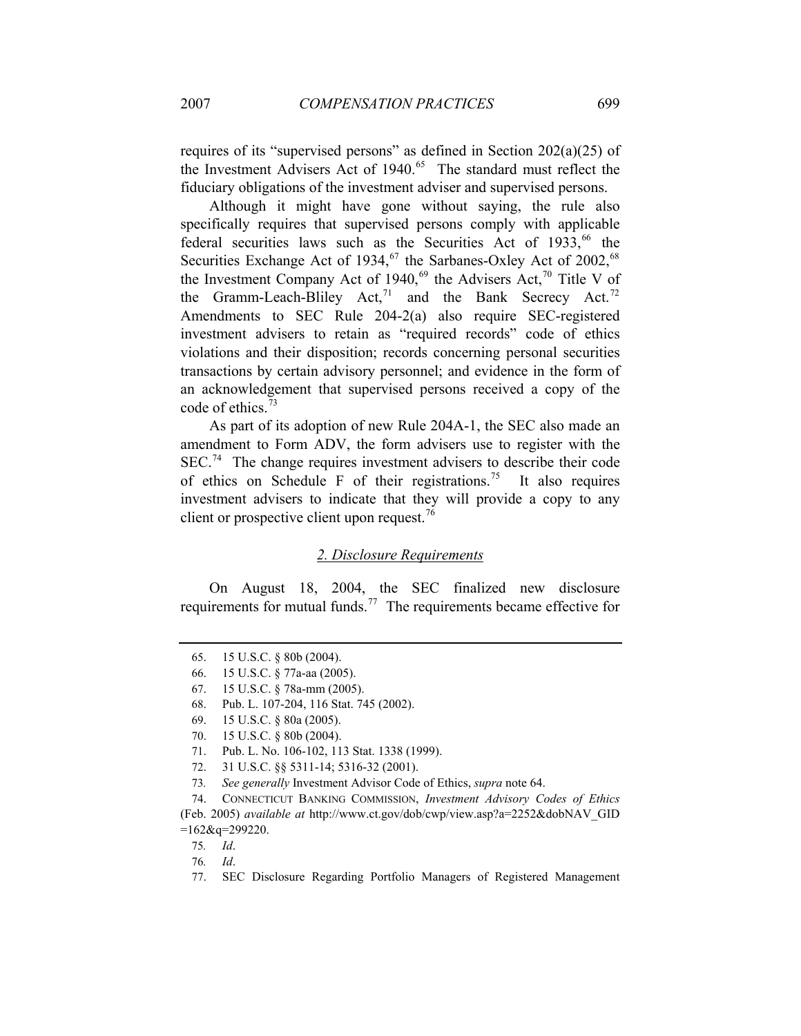requires of its "supervised persons" as defined in Section 202(a)(25) of the Investment Advisers Act of 1940.[65] The standard must reflect the fiduciary obligations of the investment adviser and supervised persons.

Although it might have gone without saying, the rule also specifically requires that supervised persons comply with applicable federal securities laws such as the Securities Act of 1933,[66] the Securities Exchange Act of 1934,[67] the Sarbanes-Oxley Act of 2002,[68] the Investment Company Act of 1940,[69] the Advisers Act,[70] Title V of the Gramm-Leach-Bliley Act,[71] and the Bank Secrecy Act.[72] Amendments to SEC Rule 204-2(a) also require SEC-registered investment advisers to retain as "required records" code of ethics violations and their disposition; records concerning personal securities transactions by certain advisory personnel; and evidence in the form of an acknowledgement that supervised persons received a copy of the code of ethics.[73]

As part of its adoption of new Rule 204A-1, the SEC also made an amendment to Form ADV, the form advisers use to register with the SEC.[74] The change requires investment advisers to describe their code of ethics on Schedule F of their registrations.[75] It also requires investment advisers to indicate that they will provide a copy to any client or prospective client upon request.[76]

### 2. Disclosure Requirements

On August 18, 2004, the SEC finalized new disclosure requirements for mutual funds.[77] The requirements became effective for

---

65. 15 U.S.C. § 80b (2004).

66. 15 U.S.C. § 77a-aa (2005).

67. 15 U.S.C. § 78a-mm (2005).

68. Pub. L. 107-204, 116 Stat. 745 (2002).

69. 15 U.S.C. § 80a (2005).

70. 15 U.S.C. § 80b (2004).

71. Pub. L. No. 106-102, 113 Stat. 1338 (1999).

72. 31 U.S.C. §§ 5311-14; 5316-32 (2001).

73. *See generally* Investment Advisor Code of Ethics, *supra* note 64.

74. CONNECTICUT BANKING COMMISSION, *Investment Advisory Codes of Ethics* (Feb. 2005) *available at* http://www.ct.gov/dob/cwp/view.asp?a=2252&dobNAV_GID=162&q=299220.

75. *Id*.

76. *Id*.

77. SEC Disclosure Regarding Portfolio Managers of Registered Management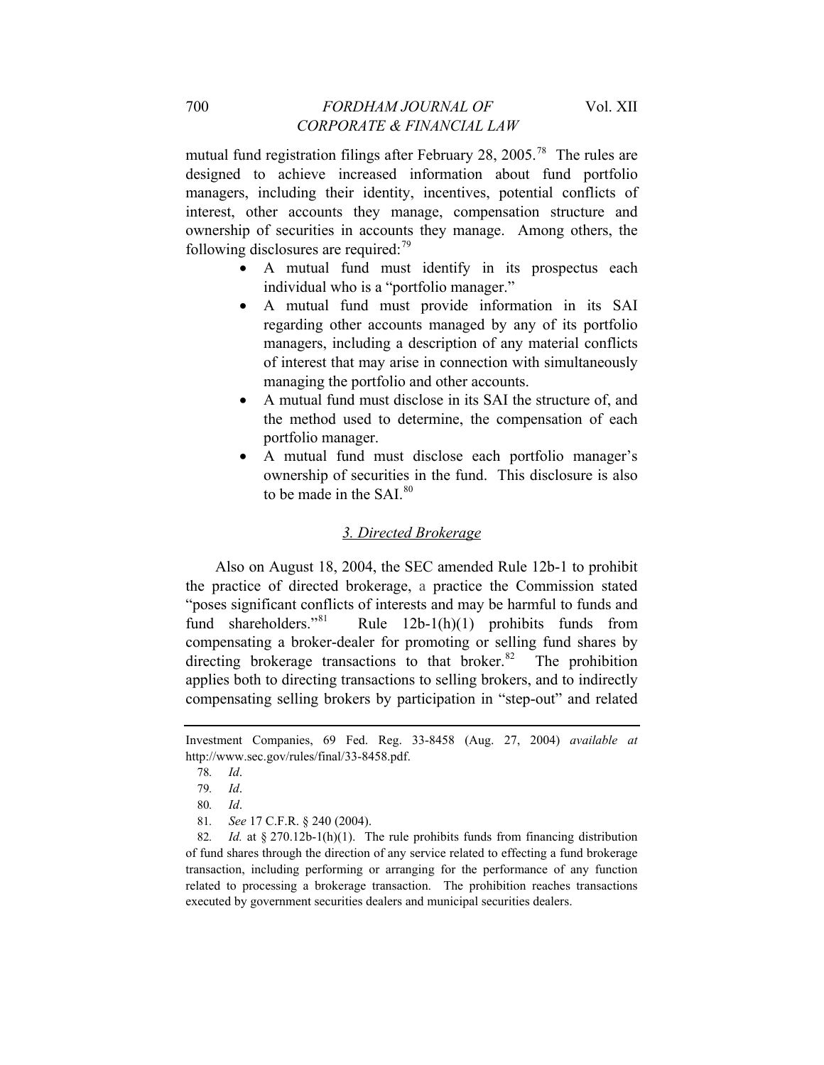mutual fund registration filings after February 28, 2005.[78] The rules are designed to achieve increased information about fund portfolio managers, including their identity, incentives, potential conflicts of interest, other accounts they manage, compensation structure and ownership of securities in accounts they manage. Among others, the following disclosures are required:[79]

- A mutual fund must identify in its prospectus each individual who is a "portfolio manager."
- A mutual fund must provide information in its SAI regarding other accounts managed by any of its portfolio managers, including a description of any material conflicts of interest that may arise in connection with simultaneously managing the portfolio and other accounts.
- A mutual fund must disclose in its SAI the structure of, and the method used to determine, the compensation of each portfolio manager.
- A mutual fund must disclose each portfolio manager's ownership of securities in the fund. This disclosure is also to be made in the SAI.[80]

### 3. Directed Brokerage

Also on August 18, 2004, the SEC amended Rule 12b-1 to prohibit the practice of directed brokerage, a practice the Commission stated "poses significant conflicts of interests and may be harmful to funds and fund shareholders."[81] Rule 12b-1(h)(1) prohibits funds from compensating a broker-dealer for promoting or selling fund shares by directing brokerage transactions to that broker.[82] The prohibition applies both to directing transactions to selling brokers, and to indirectly compensating selling brokers by participation in "step-out" and related

---

Investment Companies, 69 Fed. Reg. 33-8458 (Aug. 27, 2004) *available at* http://www.sec.gov/rules/final/33-8458.pdf.

78. *Id*.

79. *Id*.

80. *Id*.

81. *See* 17 C.F.R. § 240 (2004).

82. *Id.* at § 270.12b-1(h)(1). The rule prohibits funds from financing distribution of fund shares through the direction of any service related to effecting a fund brokerage transaction, including performing or arranging for the performance of any function related to processing a brokerage transaction. The prohibition reaches transactions executed by government securities dealers and municipal securities dealers.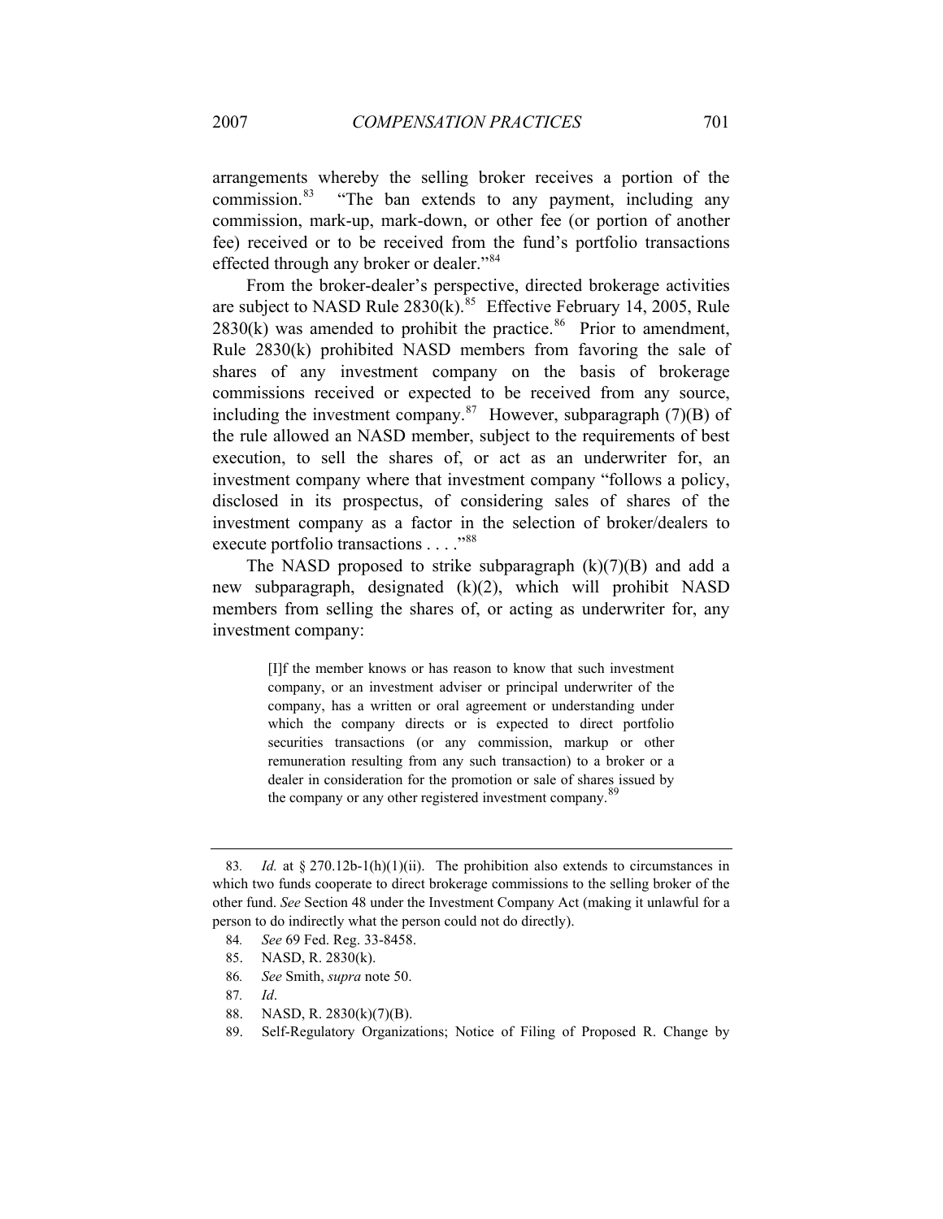arrangements whereby the selling broker receives a portion of the commission.[83] "The ban extends to any payment, including any commission, mark-up, mark-down, or other fee (or portion of another fee) received or to be received from the fund's portfolio transactions effected through any broker or dealer."[84]

From the broker-dealer's perspective, directed brokerage activities are subject to NASD Rule 2830(k).[85] Effective February 14, 2005, Rule 2830(k) was amended to prohibit the practice.[86] Prior to amendment, Rule 2830(k) prohibited NASD members from favoring the sale of shares of any investment company on the basis of brokerage commissions received or expected to be received from any source, including the investment company.[87] However, subparagraph (7)(B) of the rule allowed an NASD member, subject to the requirements of best execution, to sell the shares of, or act as an underwriter for, an investment company where that investment company "follows a policy, disclosed in its prospectus, of considering sales of shares of the investment company as a factor in the selection of broker/dealers to execute portfolio transactions . . . ."[88]

The NASD proposed to strike subparagraph (k)(7)(B) and add a new subparagraph, designated (k)(2), which will prohibit NASD members from selling the shares of, or acting as underwriter for, any investment company:

> [I]f the member knows or has reason to know that such investment company, or an investment adviser or principal underwriter of the company, has a written or oral agreement or understanding under which the company directs or is expected to direct portfolio securities transactions (or any commission, markup or other remuneration resulting from any such transaction) to a broker or a dealer in consideration for the promotion or sale of shares issued by the company or any other registered investment company.[89]

---

83. *Id.* at § 270.12b-1(h)(1)(ii). The prohibition also extends to circumstances in which two funds cooperate to direct brokerage commissions to the selling broker of the other fund. *See* Section 48 under the Investment Company Act (making it unlawful for a person to do indirectly what the person could not do directly).

84. *See* 69 Fed. Reg. 33-8458.

85. NASD, R. 2830(k).

86. *See* Smith, *supra* note 50.

87. *Id*.

88. NASD, R. 2830(k)(7)(B).

89. Self-Regulatory Organizations; Notice of Filing of Proposed R. Change by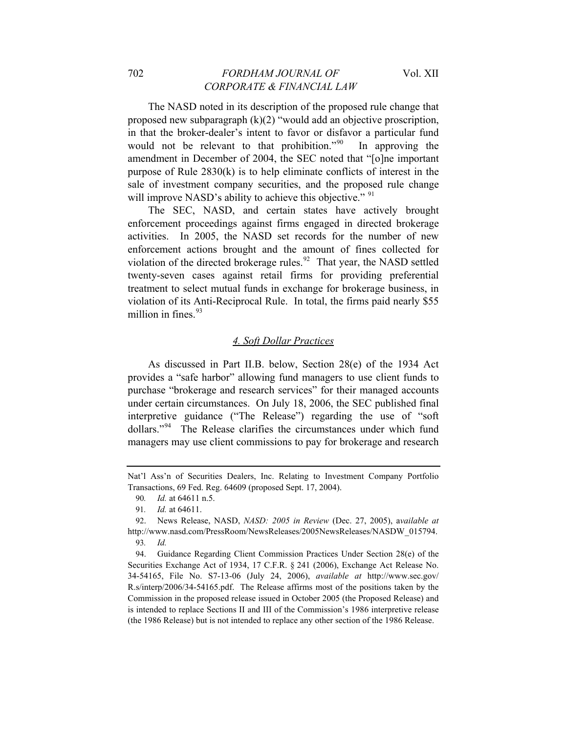The NASD noted in its description of the proposed rule change that proposed new subparagraph (k)(2) "would add an objective proscription, in that the broker-dealer's intent to favor or disfavor a particular fund would not be relevant to that prohibition."[90] In approving the amendment in December of 2004, the SEC noted that "[o]ne important purpose of Rule 2830(k) is to help eliminate conflicts of interest in the sale of investment company securities, and the proposed rule change will improve NASD's ability to achieve this objective." [91]

The SEC, NASD, and certain states have actively brought enforcement proceedings against firms engaged in directed brokerage activities. In 2005, the NASD set records for the number of new enforcement actions brought and the amount of fines collected for violation of the directed brokerage rules.[92] That year, the NASD settled twenty-seven cases against retail firms for providing preferential treatment to select mutual funds in exchange for brokerage business, in violation of its Anti-Reciprocal Rule. In total, the firms paid nearly $55 million in fines.[93]

### *4. Soft Dollar Practices*

As discussed in Part II.B. below, Section 28(e) of the 1934 Act provides a "safe harbor" allowing fund managers to use client funds to purchase "brokerage and research services" for their managed accounts under certain circumstances. On July 18, 2006, the SEC published final interpretive guidance ("The Release") regarding the use of "soft dollars."[94] The Release clarifies the circumstances under which fund managers may use client commissions to pay for brokerage and research

---

Nat'l Ass'n of Securities Dealers, Inc. Relating to Investment Company Portfolio Transactions, 69 Fed. Reg. 64609 (proposed Sept. 17, 2004).

90. *Id.* at 64611 n.5.

91. *Id.* at 64611.

92. News Release, NASD, *NASD: 2005 in Review* (Dec. 27, 2005), *available at* http://www.nasd.com/PressRoom/NewsReleases/2005NewsReleases/NASDW_015794.

93. *Id.*

94. Guidance Regarding Client Commission Practices Under Section 28(e) of the Securities Exchange Act of 1934, 17 C.F.R. § 241 (2006), Exchange Act Release No. 34-54165, File No. S7-13-06 (July 24, 2006), *available at* http://www.sec.gov/R.s/interp/2006/34-54165.pdf. The Release affirms most of the positions taken by the Commission in the proposed release issued in October 2005 (the Proposed Release) and is intended to replace Sections II and III of the Commission's 1986 interpretive release (the 1986 Release) but is not intended to replace any other section of the 1986 Release.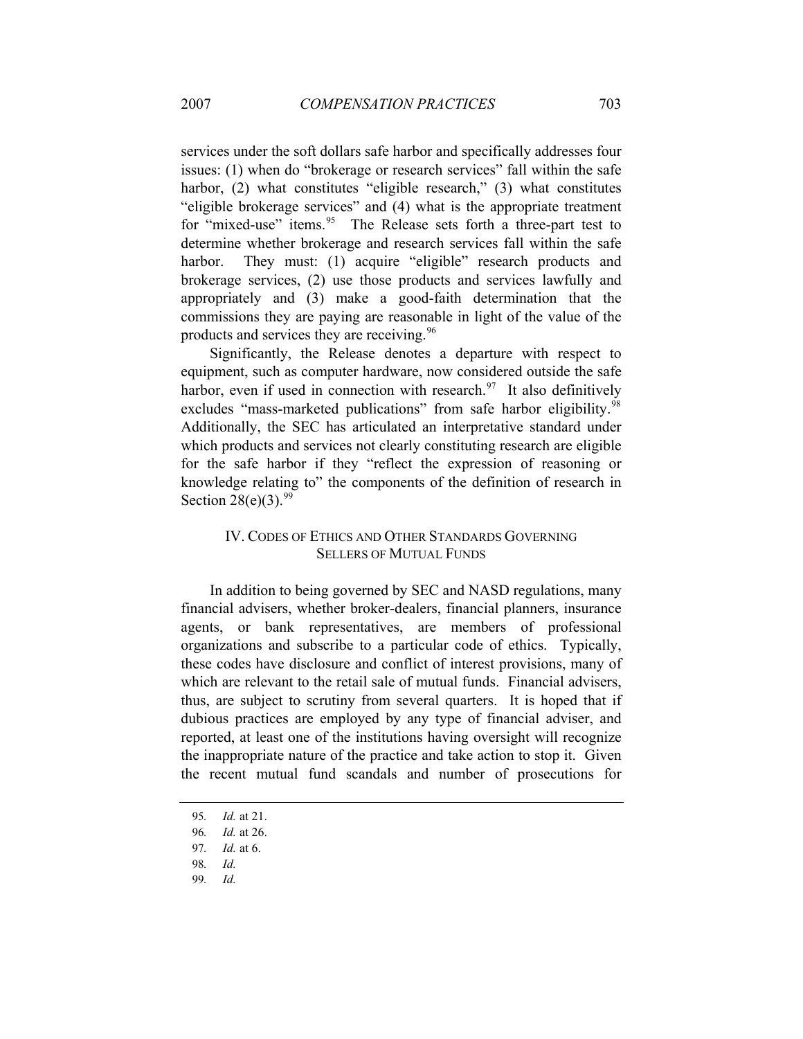services under the soft dollars safe harbor and specifically addresses four issues: (1) when do "brokerage or research services" fall within the safe harbor, (2) what constitutes "eligible research," (3) what constitutes "eligible brokerage services" and (4) what is the appropriate treatment for "mixed-use" items.[95] The Release sets forth a three-part test to determine whether brokerage and research services fall within the safe harbor. They must: (1) acquire "eligible" research products and brokerage services, (2) use those products and services lawfully and appropriately and (3) make a good-faith determination that the commissions they are paying are reasonable in light of the value of the products and services they are receiving.[96]

Significantly, the Release denotes a departure with respect to equipment, such as computer hardware, now considered outside the safe harbor, even if used in connection with research.[97] It also definitively excludes "mass-marketed publications" from safe harbor eligibility.[98] Additionally, the SEC has articulated an interpretative standard under which products and services not clearly constituting research are eligible for the safe harbor if they "reflect the expression of reasoning or knowledge relating to" the components of the definition of research in Section 28(e)(3).[99]

## IV. CODES OF ETHICS AND OTHER STANDARDS GOVERNING SELLERS OF MUTUAL FUNDS

In addition to being governed by SEC and NASD regulations, many financial advisers, whether broker-dealers, financial planners, insurance agents, or bank representatives, are members of professional organizations and subscribe to a particular code of ethics. Typically, these codes have disclosure and conflict of interest provisions, many of which are relevant to the retail sale of mutual funds. Financial advisers, thus, are subject to scrutiny from several quarters. It is hoped that if dubious practices are employed by any type of financial adviser, and reported, at least one of the institutions having oversight will recognize the inappropriate nature of the practice and take action to stop it. Given the recent mutual fund scandals and number of prosecutions for

---

95. *Id.* at 21.

96. *Id.* at 26.

97. *Id.* at 6.

98. *Id.*

99. *Id.*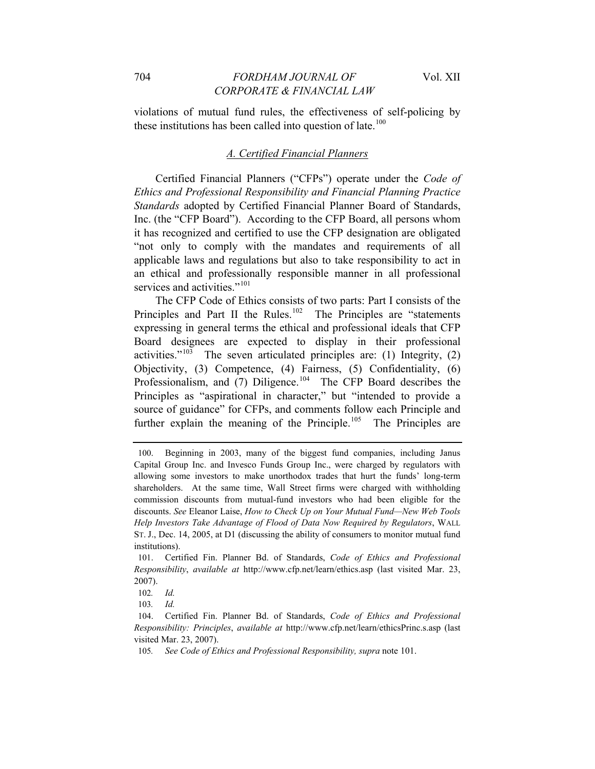violations of mutual fund rules, the effectiveness of self-policing by these institutions has been called into question of late.[100]

### *A. Certified Financial Planners*

Certified Financial Planners ("CFPs") operate under the *Code of Ethics and Professional Responsibility and Financial Planning Practice Standards* adopted by Certified Financial Planner Board of Standards, Inc. (the "CFP Board"). According to the CFP Board, all persons whom it has recognized and certified to use the CFP designation are obligated "not only to comply with the mandates and requirements of all applicable laws and regulations but also to take responsibility to act in an ethical and professionally responsible manner in all professional services and activities."[101]

The CFP Code of Ethics consists of two parts: Part I consists of the Principles and Part II the Rules.[102] The Principles are "statements expressing in general terms the ethical and professional ideals that CFP Board designees are expected to display in their professional activities."[103] The seven articulated principles are: (1) Integrity, (2) Objectivity, (3) Competence, (4) Fairness, (5) Confidentiality, (6) Professionalism, and (7) Diligence.[104] The CFP Board describes the Principles as "aspirational in character," but "intended to provide a source of guidance" for CFPs, and comments follow each Principle and further explain the meaning of the Principle.[105] The Principles are

---

100. Beginning in 2003, many of the biggest fund companies, including Janus Capital Group Inc. and Invesco Funds Group Inc., were charged by regulators with allowing some investors to make unorthodox trades that hurt the funds' long-term shareholders. At the same time, Wall Street firms were charged with withholding commission discounts from mutual-fund investors who had been eligible for the discounts. *See* Eleanor Laise, *How to Check Up on Your Mutual Fund—New Web Tools Help Investors Take Advantage of Flood of Data Now Required by Regulators*, WALL ST. J., Dec. 14, 2005, at D1 (discussing the ability of consumers to monitor mutual fund institutions).

101. Certified Fin. Planner Bd. of Standards, *Code of Ethics and Professional Responsibility*, *available at* http://www.cfp.net/learn/ethics.asp (last visited Mar. 23, 2007).

102. *Id.*

103. *Id.*

104. Certified Fin. Planner Bd. of Standards, *Code of Ethics and Professional Responsibility: Principles*, *available at* http://www.cfp.net/learn/ethicsPrinc.s.asp (last visited Mar. 23, 2007).

105. *See Code of Ethics and Professional Responsibility, supra* note 101.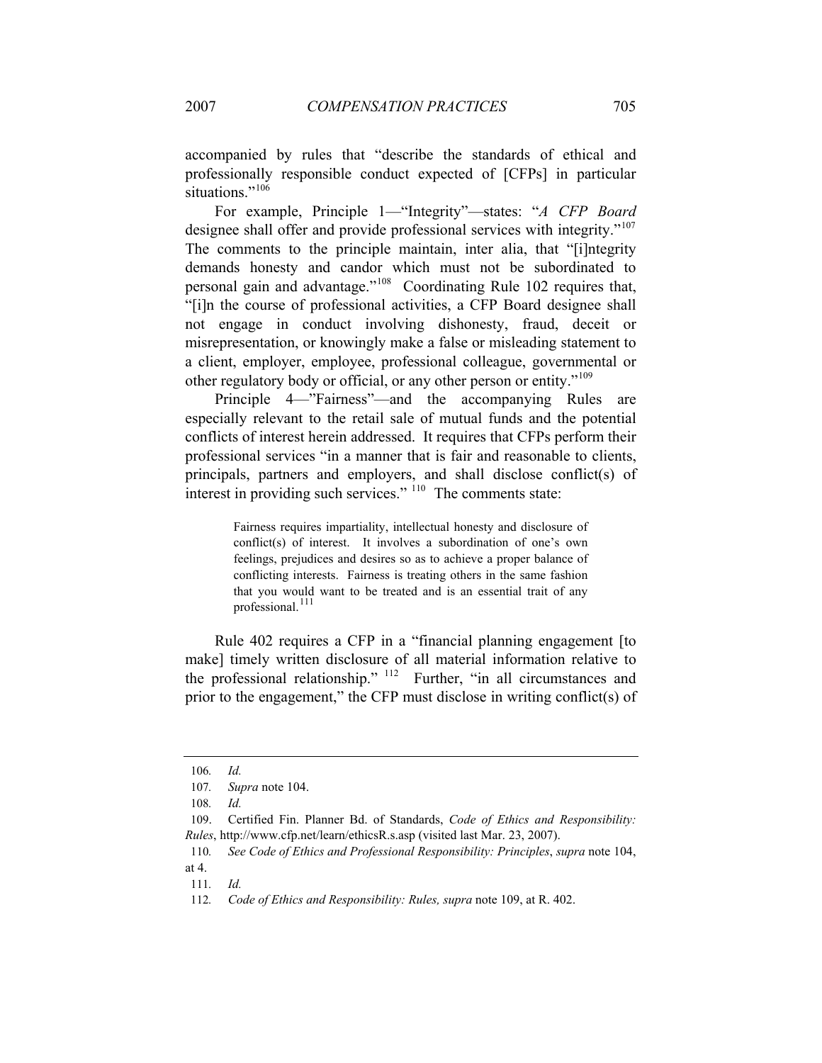accompanied by rules that "describe the standards of ethical and professionally responsible conduct expected of [CFPs] in particular situations."[106]

For example, Principle 1—"Integrity"—states: "*A CFP Board* designee shall offer and provide professional services with integrity."[107] The comments to the principle maintain, inter alia, that "[i]ntegrity demands honesty and candor which must not be subordinated to personal gain and advantage."[108] Coordinating Rule 102 requires that, "[i]n the course of professional activities, a CFP Board designee shall not engage in conduct involving dishonesty, fraud, deceit or misrepresentation, or knowingly make a false or misleading statement to a client, employer, employee, professional colleague, governmental or other regulatory body or official, or any other person or entity."[109]

Principle 4—"Fairness"—and the accompanying Rules are especially relevant to the retail sale of mutual funds and the potential conflicts of interest herein addressed. It requires that CFPs perform their professional services "in a manner that is fair and reasonable to clients, principals, partners and employers, and shall disclose conflict(s) of interest in providing such services." [110] The comments state:

> Fairness requires impartiality, intellectual honesty and disclosure of conflict(s) of interest. It involves a subordination of one's own feelings, prejudices and desires so as to achieve a proper balance of conflicting interests. Fairness is treating others in the same fashion that you would want to be treated and is an essential trait of any professional.[111]

Rule 402 requires a CFP in a "financial planning engagement [to make] timely written disclosure of all material information relative to the professional relationship." [112] Further, "in all circumstances and prior to the engagement," the CFP must disclose in writing conflict(s) of

---

106. *Id.*

107. *Supra* note 104.

108. *Id.*

109. Certified Fin. Planner Bd. of Standards, *Code of Ethics and Responsibility: Rules*, http://www.cfp.net/learn/ethicsR.s.asp (visited last Mar. 23, 2007).

110. *See Code of Ethics and Professional Responsibility: Principles*, *supra* note 104, at 4.

111. *Id.*

112. *Code of Ethics and Responsibility: Rules, supra* note 109, at R. 402.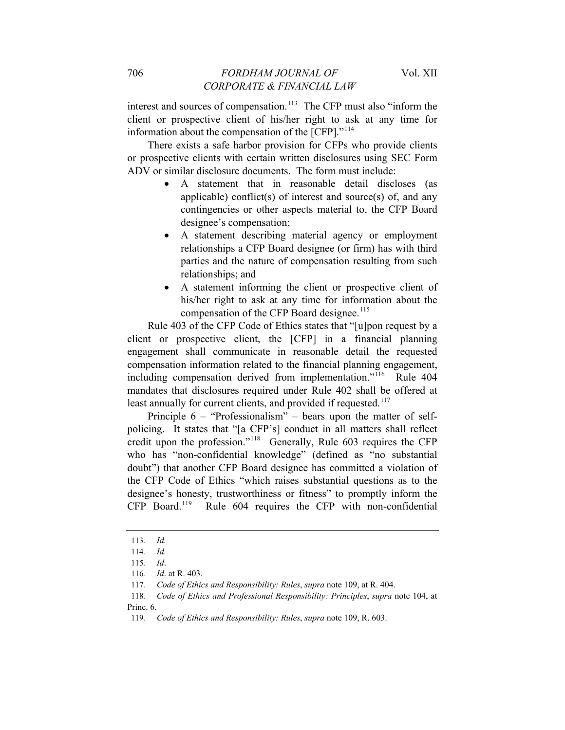interest and sources of compensation.[113] The CFP must also "inform the client or prospective client of his/her right to ask at any time for information about the compensation of the [CFP]."[114]

There exists a safe harbor provision for CFPs who provide clients or prospective clients with certain written disclosures using SEC Form ADV or similar disclosure documents. The form must include:

- A statement that in reasonable detail discloses (as applicable) conflict(s) of interest and source(s) of, and any contingencies or other aspects material to, the CFP Board designee's compensation;
- A statement describing material agency or employment relationships a CFP Board designee (or firm) has with third parties and the nature of compensation resulting from such relationships; and
- A statement informing the client or prospective client of his/her right to ask at any time for information about the compensation of the CFP Board designee.[115]

Rule 403 of the CFP Code of Ethics states that "[u]pon request by a client or prospective client, the [CFP] in a financial planning engagement shall communicate in reasonable detail the requested compensation information related to the financial planning engagement, including compensation derived from implementation."[116] Rule 404 mandates that disclosures required under Rule 402 shall be offered at least annually for current clients, and provided if requested.[117]

Principle 6 – "Professionalism" – bears upon the matter of self-policing. It states that "[a CFP's] conduct in all matters shall reflect credit upon the profession."[118] Generally, Rule 603 requires the CFP who has "non-confidential knowledge" (defined as "no substantial doubt") that another CFP Board designee has committed a violation of the CFP Code of Ethics "which raises substantial questions as to the designee's honesty, trustworthiness or fitness" to promptly inform the CFP Board.[119] Rule 604 requires the CFP with non-confidential

---

113. *Id.*

114. *Id.*

115. *Id*.

116. *Id*. at R. 403.

117. *Code of Ethics and Responsibility: Rules*, *supra* note 109, at R. 404.

118. *Code of Ethics and Professional Responsibility: Principles*, *supra* note 104, at Princ. 6.

119. *Code of Ethics and Responsibility: Rules*, *supra* note 109, R. 603.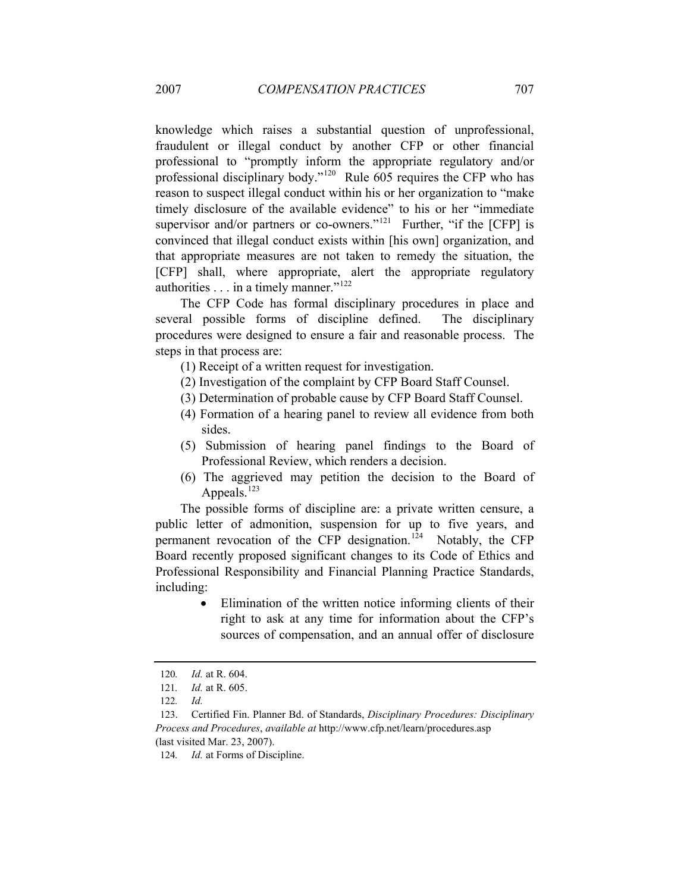knowledge which raises a substantial question of unprofessional, fraudulent or illegal conduct by another CFP or other financial professional to "promptly inform the appropriate regulatory and/or professional disciplinary body."[120] Rule 605 requires the CFP who has reason to suspect illegal conduct within his or her organization to "make timely disclosure of the available evidence" to his or her "immediate supervisor and/or partners or co-owners."[121] Further, "if the [CFP] is convinced that illegal conduct exists within [his own] organization, and that appropriate measures are not taken to remedy the situation, the [CFP] shall, where appropriate, alert the appropriate regulatory authorities . . . in a timely manner."[122]

The CFP Code has formal disciplinary procedures in place and several possible forms of discipline defined. The disciplinary procedures were designed to ensure a fair and reasonable process. The steps in that process are:

(1) Receipt of a written request for investigation.
(2) Investigation of the complaint by CFP Board Staff Counsel.
(3) Determination of probable cause by CFP Board Staff Counsel.
(4) Formation of a hearing panel to review all evidence from both sides.
(5) Submission of hearing panel findings to the Board of Professional Review, which renders a decision.
(6) The aggrieved may petition the decision to the Board of Appeals.[123]

The possible forms of discipline are: a private written censure, a public letter of admonition, suspension for up to five years, and permanent revocation of the CFP designation.[124] Notably, the CFP Board recently proposed significant changes to its Code of Ethics and Professional Responsibility and Financial Planning Practice Standards, including:

- Elimination of the written notice informing clients of their right to ask at any time for information about the CFP's sources of compensation, and an annual offer of disclosure

---

120. *Id.* at R. 604.

121. *Id.* at R. 605.

122. *Id.*

123. Certified Fin. Planner Bd. of Standards, *Disciplinary Procedures: Disciplinary Process and Procedures*, *available at* http://www.cfp.net/learn/procedures.asp (last visited Mar. 23, 2007).

124. *Id.* at Forms of Discipline.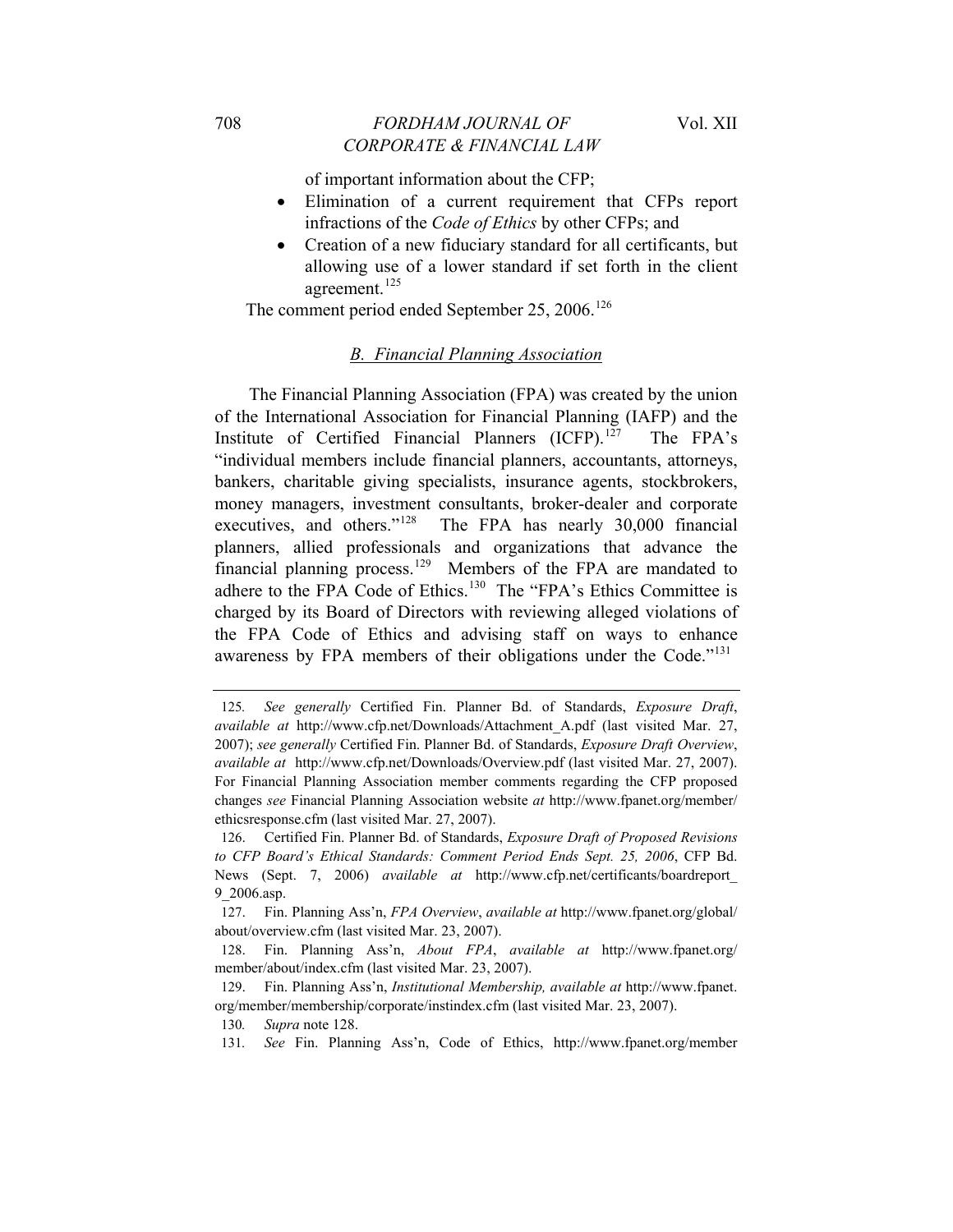of important information about the CFP;

- Elimination of a current requirement that CFPs report infractions of the *Code of Ethics* by other CFPs; and
- Creation of a new fiduciary standard for all certificants, but allowing use of a lower standard if set forth in the client agreement.[125]

The comment period ended September 25, 2006.[126]

### *B. Financial Planning Association*

The Financial Planning Association (FPA) was created by the union of the International Association for Financial Planning (IAFP) and the Institute of Certified Financial Planners (ICFP).[127] The FPA's "individual members include financial planners, accountants, attorneys, bankers, charitable giving specialists, insurance agents, stockbrokers, money managers, investment consultants, broker-dealer and corporate executives, and others."[128] The FPA has nearly 30,000 financial planners, allied professionals and organizations that advance the financial planning process.[129] Members of the FPA are mandated to adhere to the FPA Code of Ethics.[130] The "FPA's Ethics Committee is charged by its Board of Directors with reviewing alleged violations of the FPA Code of Ethics and advising staff on ways to enhance awareness by FPA members of their obligations under the Code."[131]

---

125. *See generally* Certified Fin. Planner Bd. of Standards, *Exposure Draft*, *available at* http://www.cfp.net/Downloads/Attachment_A.pdf (last visited Mar. 27, 2007); *see generally* Certified Fin. Planner Bd. of Standards, *Exposure Draft Overview*, *available at* http://www.cfp.net/Downloads/Overview.pdf (last visited Mar. 27, 2007). For Financial Planning Association member comments regarding the CFP proposed changes *see* Financial Planning Association website *at* http://www.fpanet.org/member/ethicsresponse.cfm (last visited Mar. 27, 2007).

126. Certified Fin. Planner Bd. of Standards, *Exposure Draft of Proposed Revisions to CFP Board's Ethical Standards: Comment Period Ends Sept. 25, 2006*, CFP Bd. News (Sept. 7, 2006) *available at* http://www.cfp.net/certificants/boardreport_9_2006.asp.

127. Fin. Planning Ass'n, *FPA Overview*, *available at* http://www.fpanet.org/global/about/overview.cfm (last visited Mar. 23, 2007).

128. Fin. Planning Ass'n, *About FPA*, *available at* http://www.fpanet.org/member/about/index.cfm (last visited Mar. 23, 2007).

129. Fin. Planning Ass'n, *Institutional Membership, available at* http://www.fpanet.org/member/membership/corporate/instindex.cfm (last visited Mar. 23, 2007).

130. *Supra* note 128.

131. *See* Fin. Planning Ass'n, Code of Ethics, http://www.fpanet.org/member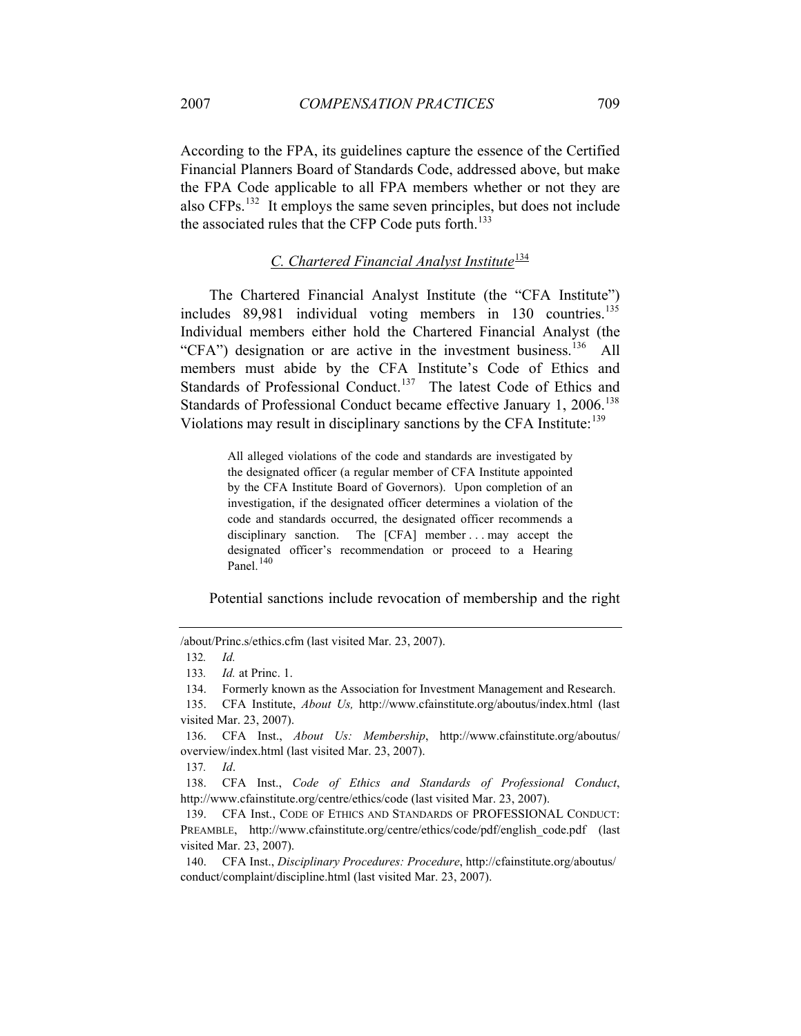According to the FPA, its guidelines capture the essence of the Certified Financial Planners Board of Standards Code, addressed above, but make the FPA Code applicable to all FPA members whether or not they are also CFPs.[132] It employs the same seven principles, but does not include the associated rules that the CFP Code puts forth.[133]

### *C. Chartered Financial Analyst Institute*[134]

The Chartered Financial Analyst Institute (the "CFA Institute") includes 89,981 individual voting members in 130 countries.[135] Individual members either hold the Chartered Financial Analyst (the "CFA") designation or are active in the investment business.[136] All members must abide by the CFA Institute's Code of Ethics and Standards of Professional Conduct.[137] The latest Code of Ethics and Standards of Professional Conduct became effective January 1, 2006.[138] Violations may result in disciplinary sanctions by the CFA Institute:[139]

> All alleged violations of the code and standards are investigated by the designated officer (a regular member of CFA Institute appointed by the CFA Institute Board of Governors). Upon completion of an investigation, if the designated officer determines a violation of the code and standards occurred, the designated officer recommends a disciplinary sanction. The [CFA] member . . . may accept the designated officer's recommendation or proceed to a Hearing Panel.[140]

Potential sanctions include revocation of membership and the right

---

/about/Princ.s/ethics.cfm (last visited Mar. 23, 2007).

132. *Id.*

133. *Id.* at Princ. 1.

134. Formerly known as the Association for Investment Management and Research.

135. CFA Institute, *About Us,* http://www.cfainstitute.org/aboutus/index.html (last visited Mar. 23, 2007).

136. CFA Inst., *About Us: Membership*, http://www.cfainstitute.org/aboutus/overview/index.html (last visited Mar. 23, 2007).

137. *Id*.

138. CFA Inst., *Code of Ethics and Standards of Professional Conduct*, http://www.cfainstitute.org/centre/ethics/code (last visited Mar. 23, 2007).

139. CFA Inst., CODE OF ETHICS AND STANDARDS OF PROFESSIONAL CONDUCT: PREAMBLE, http://www.cfainstitute.org/centre/ethics/code/pdf/english_code.pdf (last visited Mar. 23, 2007).

140. CFA Inst., *Disciplinary Procedures: Procedure*, http://cfainstitute.org/aboutus/conduct/complaint/discipline.html (last visited Mar. 23, 2007).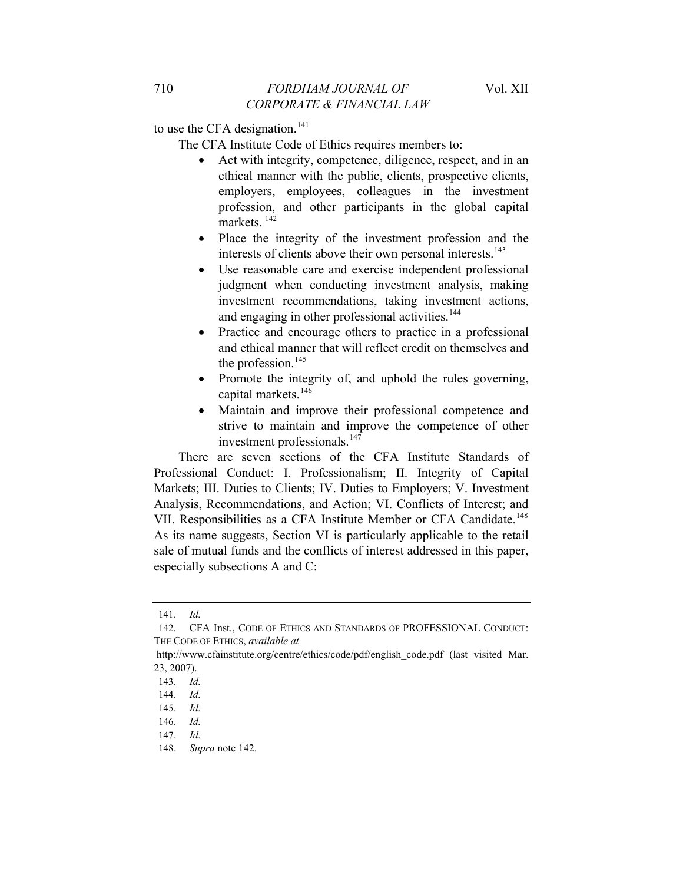to use the CFA designation.[141]

The CFA Institute Code of Ethics requires members to:

- Act with integrity, competence, diligence, respect, and in an ethical manner with the public, clients, prospective clients, employers, employees, colleagues in the investment profession, and other participants in the global capital markets. [142]
- Place the integrity of the investment profession and the interests of clients above their own personal interests.[143]
- Use reasonable care and exercise independent professional judgment when conducting investment analysis, making investment recommendations, taking investment actions, and engaging in other professional activities.[144]
- Practice and encourage others to practice in a professional and ethical manner that will reflect credit on themselves and the profession.[145]
- Promote the integrity of, and uphold the rules governing, capital markets.[146]
- Maintain and improve their professional competence and strive to maintain and improve the competence of other investment professionals.[147]

There are seven sections of the CFA Institute Standards of Professional Conduct: I. Professionalism; II. Integrity of Capital Markets; III. Duties to Clients; IV. Duties to Employers; V. Investment Analysis, Recommendations, and Action; VI. Conflicts of Interest; and VII. Responsibilities as a CFA Institute Member or CFA Candidate.[148] As its name suggests, Section VI is particularly applicable to the retail sale of mutual funds and the conflicts of interest addressed in this paper, especially subsections A and C:

---

141. *Id.*

142. CFA Inst., CODE OF ETHICS AND STANDARDS OF PROFESSIONAL CONDUCT: THE CODE OF ETHICS, *available at* http://www.cfainstitute.org/centre/ethics/code/pdf/english_code.pdf (last visited Mar. 23, 2007).

143. *Id.*

144. *Id.*

145. *Id.*

146. *Id.*

147. *Id.*

148. *Supra* note 142.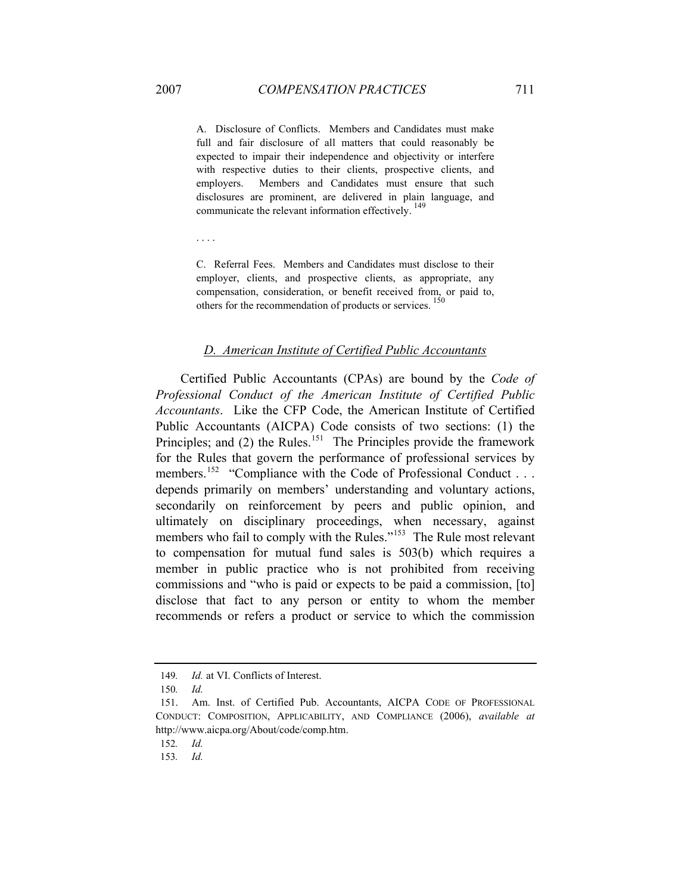> A. Disclosure of Conflicts. Members and Candidates must make full and fair disclosure of all matters that could reasonably be expected to impair their independence and objectivity or interfere with respective duties to their clients, prospective clients, and employers. Members and Candidates must ensure that such disclosures are prominent, are delivered in plain language, and communicate the relevant information effectively.[149]
>
> . . . .
>
> C. Referral Fees. Members and Candidates must disclose to their employer, clients, and prospective clients, as appropriate, any compensation, consideration, or benefit received from, or paid to, others for the recommendation of products or services.[150]

### *D. American Institute of Certified Public Accountants*

Certified Public Accountants (CPAs) are bound by the *Code of Professional Conduct of the American Institute of Certified Public Accountants*. Like the CFP Code, the American Institute of Certified Public Accountants (AICPA) Code consists of two sections: (1) the Principles; and (2) the Rules.[151] The Principles provide the framework for the Rules that govern the performance of professional services by members.[152] "Compliance with the Code of Professional Conduct . . . depends primarily on members' understanding and voluntary actions, secondarily on reinforcement by peers and public opinion, and ultimately on disciplinary proceedings, when necessary, against members who fail to comply with the Rules."[153] The Rule most relevant to compensation for mutual fund sales is 503(b) which requires a member in public practice who is not prohibited from receiving commissions and "who is paid or expects to be paid a commission, [to] disclose that fact to any person or entity to whom the member recommends or refers a product or service to which the commission

---

149. *Id.* at VI. Conflicts of Interest.

150. *Id.*

151. Am. Inst. of Certified Pub. Accountants, AICPA CODE OF PROFESSIONAL CONDUCT: COMPOSITION, APPLICABILITY, AND COMPLIANCE (2006), *available at* http://www.aicpa.org/About/code/comp.htm.

152. *Id.*

153. *Id.*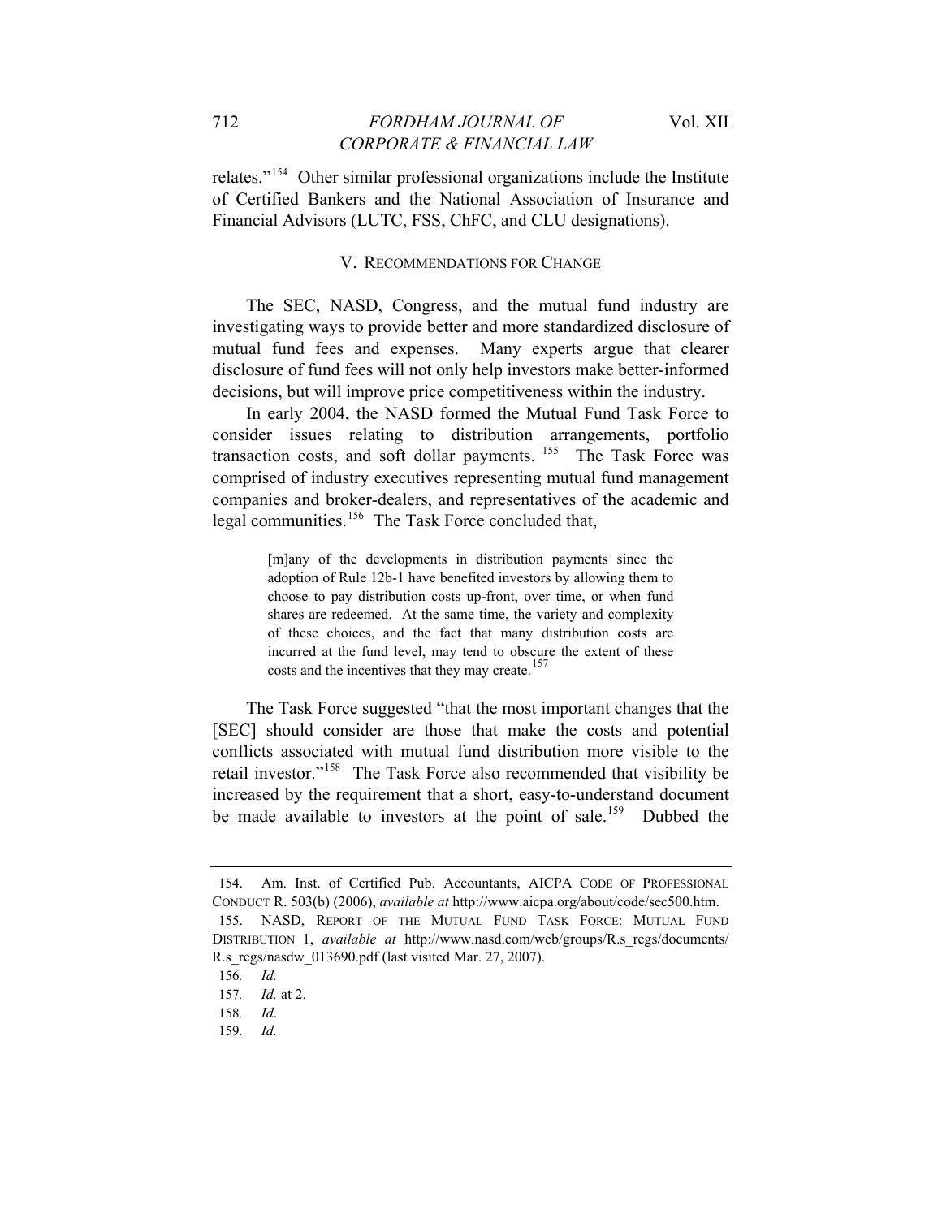relates."[154] Other similar professional organizations include the Institute of Certified Bankers and the National Association of Insurance and Financial Advisors (LUTC, FSS, ChFC, and CLU designations).

## V. Recommendations for Change

The SEC, NASD, Congress, and the mutual fund industry are investigating ways to provide better and more standardized disclosure of mutual fund fees and expenses. Many experts argue that clearer disclosure of fund fees will not only help investors make better-informed decisions, but will improve price competitiveness within the industry.

In early 2004, the NASD formed the Mutual Fund Task Force to consider issues relating to distribution arrangements, portfolio transaction costs, and soft dollar payments.[155] The Task Force was comprised of industry executives representing mutual fund management companies and broker-dealers, and representatives of the academic and legal communities.[156] The Task Force concluded that,

> [m]any of the developments in distribution payments since the adoption of Rule 12b-1 have benefited investors by allowing them to choose to pay distribution costs up-front, over time, or when fund shares are redeemed. At the same time, the variety and complexity of these choices, and the fact that many distribution costs are incurred at the fund level, may tend to obscure the extent of these costs and the incentives that they may create.[157]

The Task Force suggested "that the most important changes that the [SEC] should consider are those that make the costs and potential conflicts associated with mutual fund distribution more visible to the retail investor."[158] The Task Force also recommended that visibility be increased by the requirement that a short, easy-to-understand document be made available to investors at the point of sale.[159] Dubbed the

---

154. Am. Inst. of Certified Pub. Accountants, AICPA Code of Professional Conduct R. 503(b) (2006), *available at* http://www.aicpa.org/about/code/sec500.htm.

155. NASD, Report of the Mutual Fund Task Force: Mutual Fund Distribution 1, *available at* http://www.nasd.com/web/groups/R.s_regs/documents/R.s_regs/nasdw_013690.pdf (last visited Mar. 27, 2007).

156. *Id.*

157. *Id.* at 2.

158. *Id*.

159. *Id.*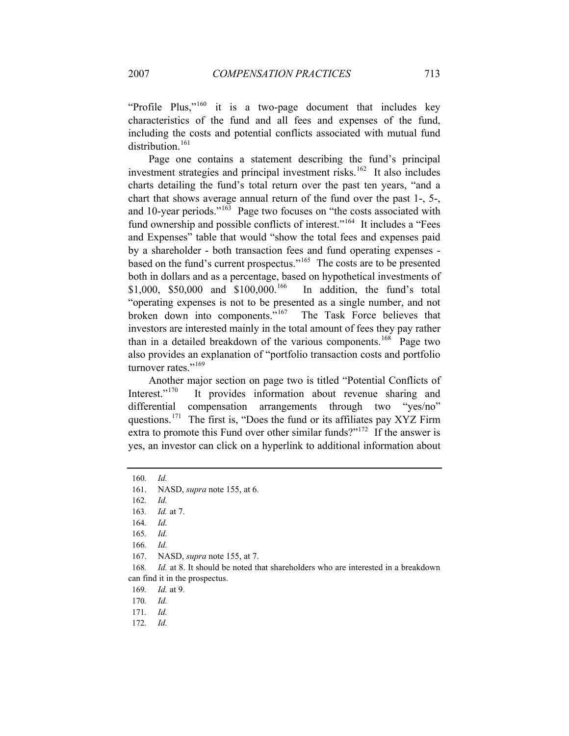"Profile Plus,"[160] it is a two-page document that includes key characteristics of the fund and all fees and expenses of the fund, including the costs and potential conflicts associated with mutual fund distribution.[161]

Page one contains a statement describing the fund's principal investment strategies and principal investment risks.[162] It also includes charts detailing the fund's total return over the past ten years, "and a chart that shows average annual return of the fund over the past 1-, 5-, and 10-year periods."[163] Page two focuses on "the costs associated with fund ownership and possible conflicts of interest."[164] It includes a "Fees and Expenses" table that would "show the total fees and expenses paid by a shareholder - both transaction fees and fund operating expenses - based on the fund's current prospectus."[165] The costs are to be presented both in dollars and as a percentage, based on hypothetical investments of $1,000, $50,000 and $100,000.[166] In addition, the fund's total "operating expenses is not to be presented as a single number, and not broken down into components."[167] The Task Force believes that investors are interested mainly in the total amount of fees they pay rather than in a detailed breakdown of the various components.[168] Page two also provides an explanation of "portfolio transaction costs and portfolio turnover rates."[169]

Another major section on page two is titled "Potential Conflicts of Interest."[170] It provides information about revenue sharing and differential compensation arrangements through two "yes/no" questions.[171] The first is, "Does the fund or its affiliates pay XYZ Firm extra to promote this Fund over other similar funds?"[172] If the answer is yes, an investor can click on a hyperlink to additional information about

---

160. *Id.*

161. NASD, *supra* note 155, at 6.

162. *Id.*

163. *Id.* at 7.

164. *Id.*

165. *Id.*

166. *Id.*

167. NASD, *supra* note 155, at 7.

168. *Id.* at 8. It should be noted that shareholders who are interested in a breakdown can find it in the prospectus.

169. *Id.* at 9.

170. *Id.*

171. *Id.*

172. *Id.*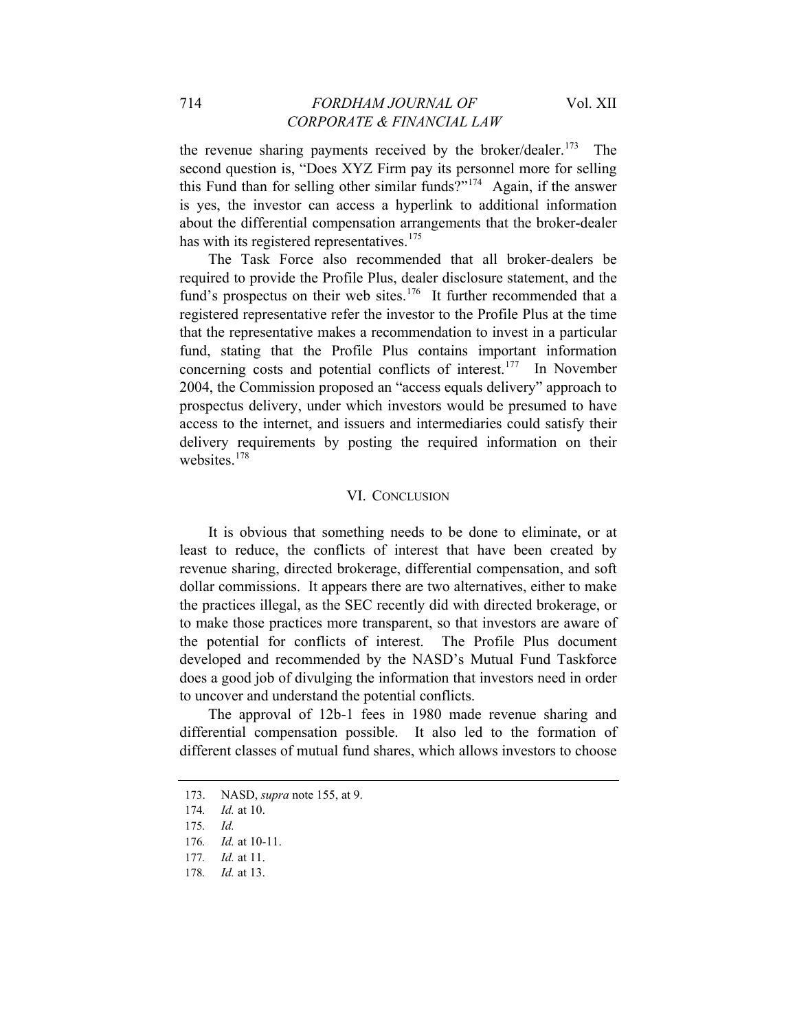the revenue sharing payments received by the broker/dealer.[173] The second question is, "Does XYZ Firm pay its personnel more for selling this Fund than for selling other similar funds?"[174] Again, if the answer is yes, the investor can access a hyperlink to additional information about the differential compensation arrangements that the broker-dealer has with its registered representatives.[175]

The Task Force also recommended that all broker-dealers be required to provide the Profile Plus, dealer disclosure statement, and the fund's prospectus on their web sites.[176] It further recommended that a registered representative refer the investor to the Profile Plus at the time that the representative makes a recommendation to invest in a particular fund, stating that the Profile Plus contains important information concerning costs and potential conflicts of interest.[177] In November 2004, the Commission proposed an "access equals delivery" approach to prospectus delivery, under which investors would be presumed to have access to the internet, and issuers and intermediaries could satisfy their delivery requirements by posting the required information on their websites.[178]

## VI. CONCLUSION

It is obvious that something needs to be done to eliminate, or at least to reduce, the conflicts of interest that have been created by revenue sharing, directed brokerage, differential compensation, and soft dollar commissions. It appears there are two alternatives, either to make the practices illegal, as the SEC recently did with directed brokerage, or to make those practices more transparent, so that investors are aware of the potential for conflicts of interest. The Profile Plus document developed and recommended by the NASD's Mutual Fund Taskforce does a good job of divulging the information that investors need in order to uncover and understand the potential conflicts.

The approval of 12b-1 fees in 1980 made revenue sharing and differential compensation possible. It also led to the formation of different classes of mutual fund shares, which allows investors to choose

173. NASD, *supra* note 155, at 9.
174. *Id.* at 10.
175. *Id.*
176. *Id.* at 10-11.
177. *Id.* at 11.
178. *Id.* at 13.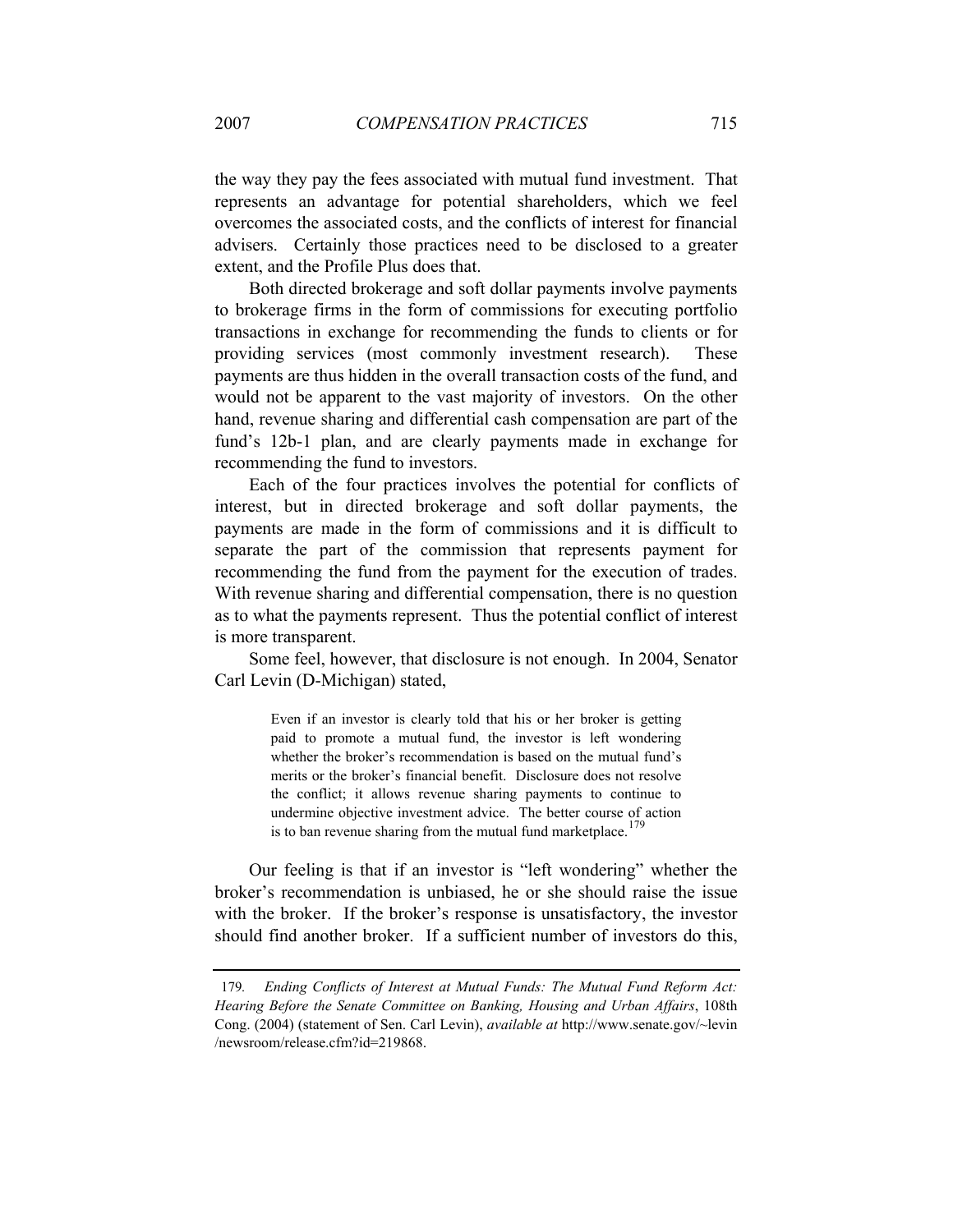the way they pay the fees associated with mutual fund investment. That represents an advantage for potential shareholders, which we feel overcomes the associated costs, and the conflicts of interest for financial advisers. Certainly those practices need to be disclosed to a greater extent, and the Profile Plus does that.

Both directed brokerage and soft dollar payments involve payments to brokerage firms in the form of commissions for executing portfolio transactions in exchange for recommending the funds to clients or for providing services (most commonly investment research). These payments are thus hidden in the overall transaction costs of the fund, and would not be apparent to the vast majority of investors. On the other hand, revenue sharing and differential cash compensation are part of the fund's 12b-1 plan, and are clearly payments made in exchange for recommending the fund to investors.

Each of the four practices involves the potential for conflicts of interest, but in directed brokerage and soft dollar payments, the payments are made in the form of commissions and it is difficult to separate the part of the commission that represents payment for recommending the fund from the payment for the execution of trades. With revenue sharing and differential compensation, there is no question as to what the payments represent. Thus the potential conflict of interest is more transparent.

Some feel, however, that disclosure is not enough. In 2004, Senator Carl Levin (D-Michigan) stated,

> Even if an investor is clearly told that his or her broker is getting paid to promote a mutual fund, the investor is left wondering whether the broker's recommendation is based on the mutual fund's merits or the broker's financial benefit. Disclosure does not resolve the conflict; it allows revenue sharing payments to continue to undermine objective investment advice. The better course of action is to ban revenue sharing from the mutual fund marketplace.[179]

Our feeling is that if an investor is "left wondering" whether the broker's recommendation is unbiased, he or she should raise the issue with the broker. If the broker's response is unsatisfactory, the investor should find another broker. If a sufficient number of investors do this,

---

179. *Ending Conflicts of Interest at Mutual Funds: The Mutual Fund Reform Act: Hearing Before the Senate Committee on Banking, Housing and Urban Affairs*, 108th Cong. (2004) (statement of Sen. Carl Levin), *available at* http://www.senate.gov/~levin/newsroom/release.cfm?id=219868.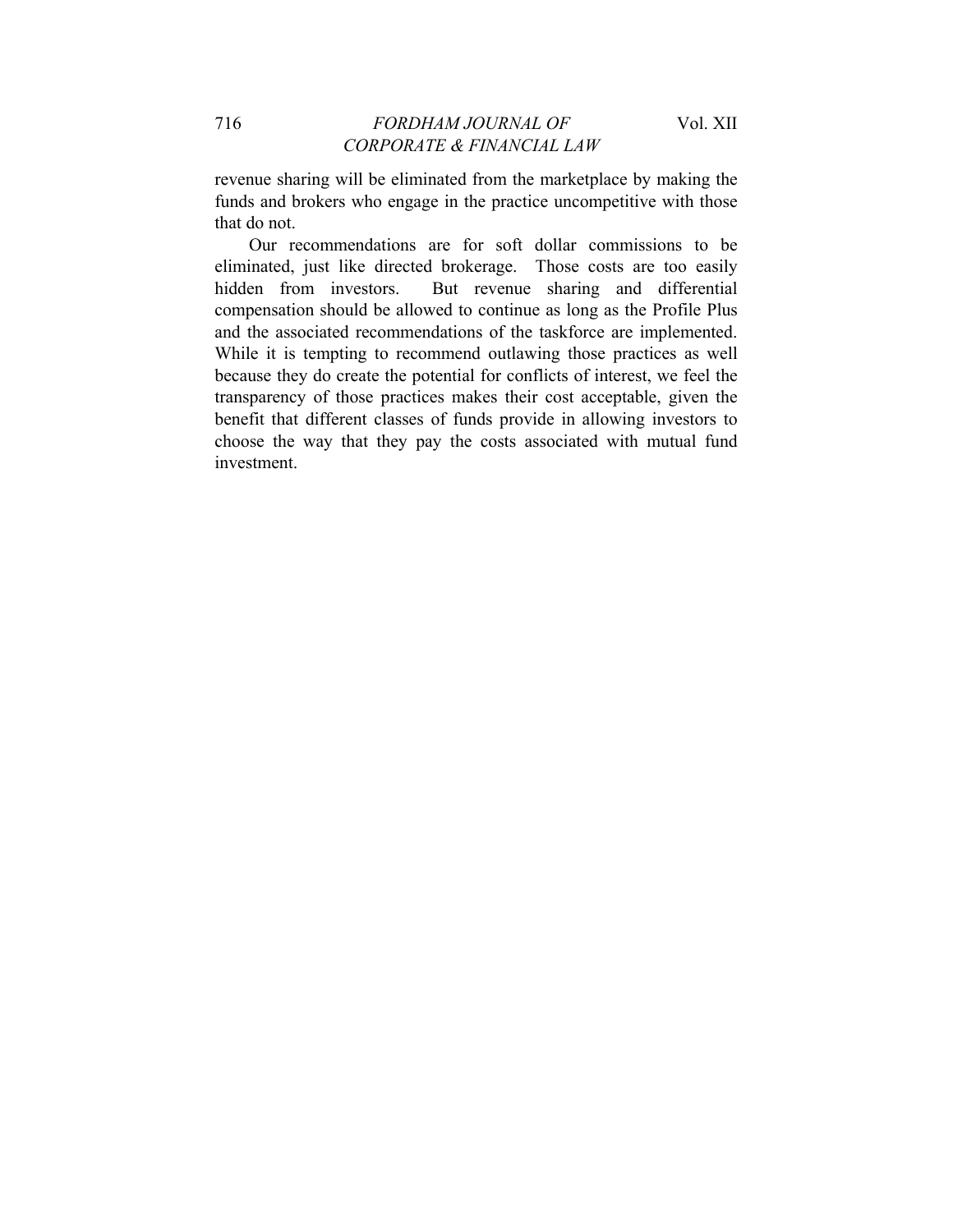revenue sharing will be eliminated from the marketplace by making the funds and brokers who engage in the practice uncompetitive with those that do not.

Our recommendations are for soft dollar commissions to be eliminated, just like directed brokerage. Those costs are too easily hidden from investors. But revenue sharing and differential compensation should be allowed to continue as long as the Profile Plus and the associated recommendations of the taskforce are implemented. While it is tempting to recommend outlawing those practices as well because they do create the potential for conflicts of interest, we feel the transparency of those practices makes their cost acceptable, given the benefit that different classes of funds provide in allowing investors to choose the way that they pay the costs associated with mutual fund investment.